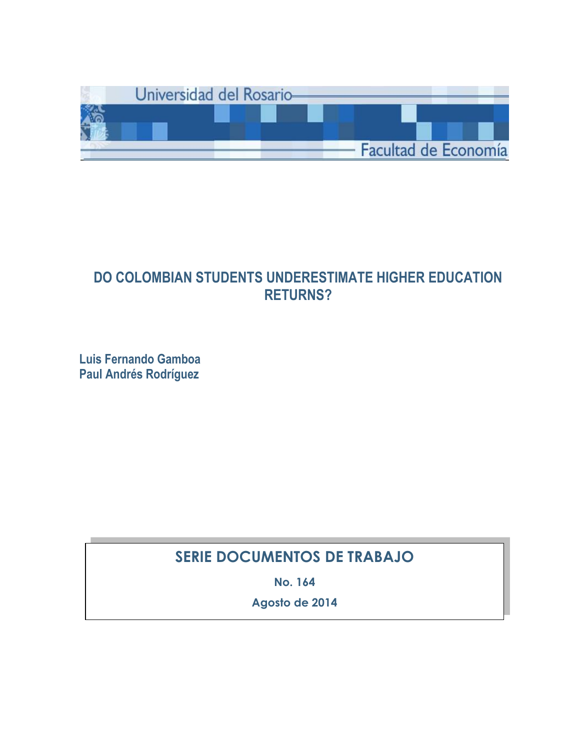Universidad del Rosario

Facultad de Economía

# DO COLOMBIAN STUDENTS UNDERESTIMATE HIGHER EDUCATION RETURNS?

**Luis Fernando Gamboa**
**Paul Andrés Rodríguez**

## SERIE DOCUMENTOS DE TRABAJO

**No. 164**

**Agosto de 2014**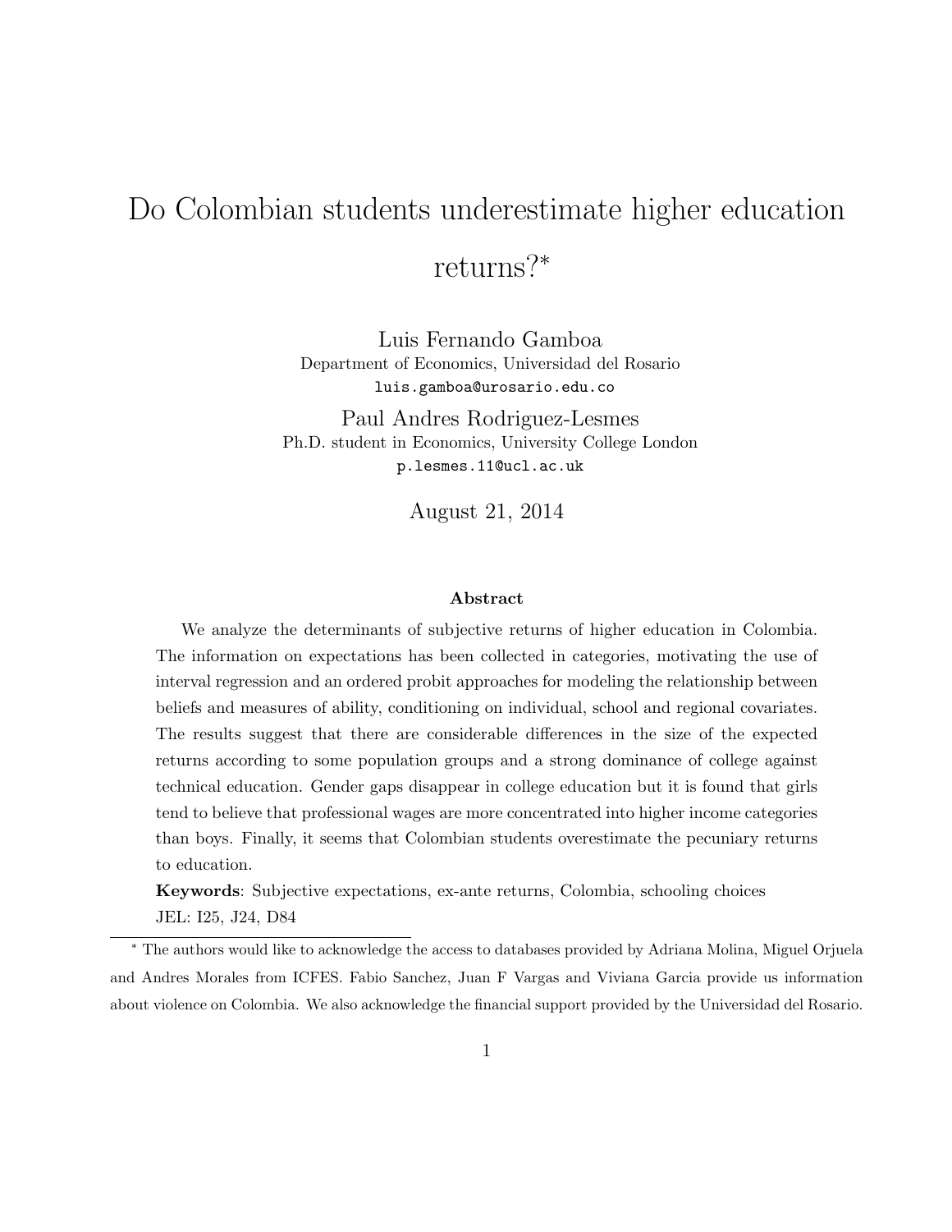# Do Colombian students underestimate higher education returns?*

Luis Fernando Gamboa
Department of Economics, Universidad del Rosario
luis.gamboa@urosario.edu.co

Paul Andres Rodriguez-Lesmes
Ph.D. student in Economics, University College London
p.lesmes.11@ucl.ac.uk

August 21, 2014

### Abstract

We analyze the determinants of subjective returns of higher education in Colombia. The information on expectations has been collected in categories, motivating the use of interval regression and an ordered probit approaches for modeling the relationship between beliefs and measures of ability, conditioning on individual, school and regional covariates. The results suggest that there are considerable differences in the size of the expected returns according to some population groups and a strong dominance of college against technical education. Gender gaps disappear in college education but it is found that girls tend to believe that professional wages are more concentrated into higher income categories than boys. Finally, it seems that Colombian students overestimate the pecuniary returns to education.

**Keywords**: Subjective expectations, ex-ante returns, Colombia, schooling choices

JEL: I25, J24, D84

---

* The authors would like to acknowledge the access to databases provided by Adriana Molina, Miguel Orjuela and Andres Morales from ICFES. Fabio Sanchez, Juan F Vargas and Viviana Garcia provide us information about violence on Colombia. We also acknowledge the financial support provided by the Universidad del Rosario.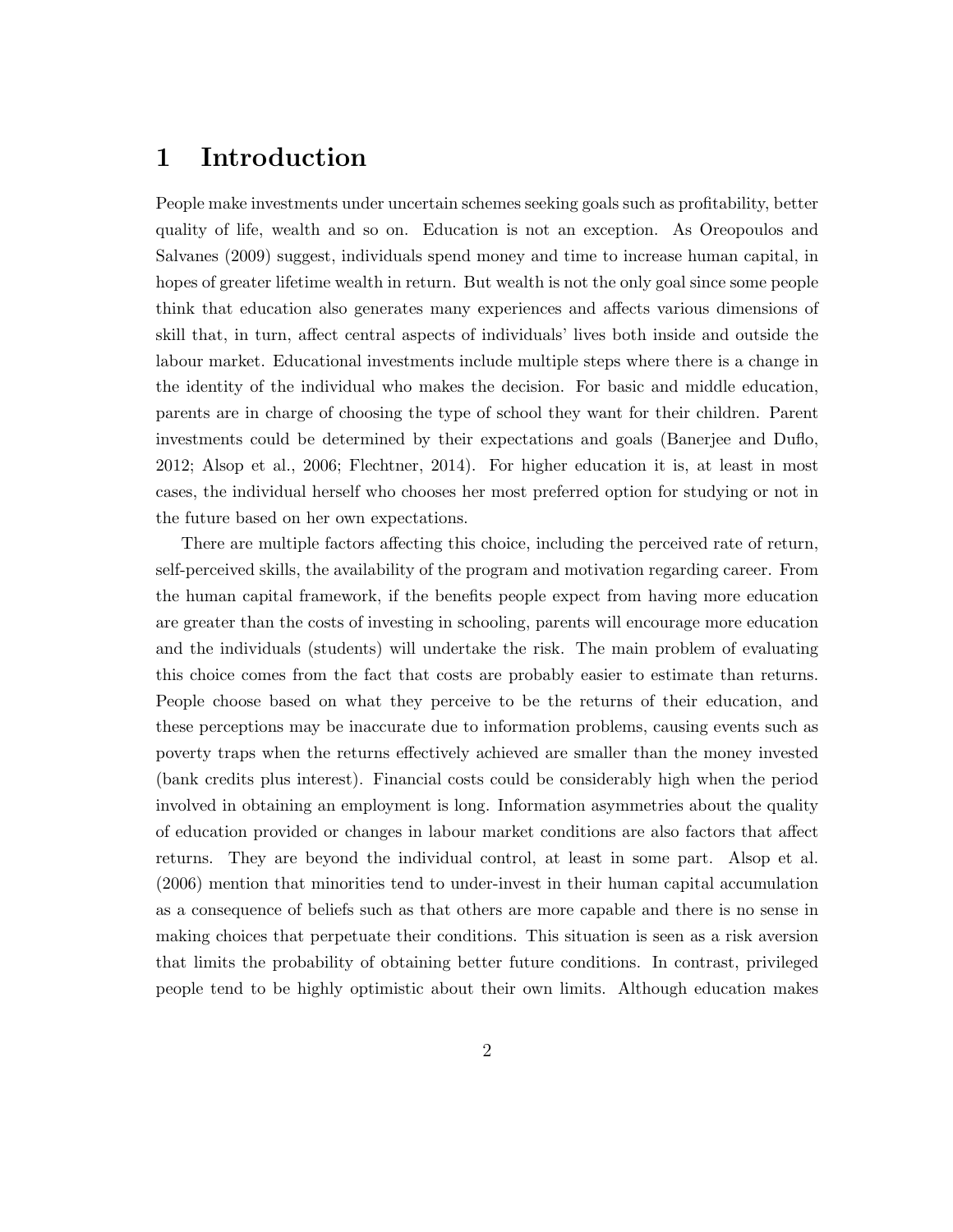# 1 Introduction

People make investments under uncertain schemes seeking goals such as profitability, better quality of life, wealth and so on. Education is not an exception. As Oreopoulos and Salvanes (2009) suggest, individuals spend money and time to increase human capital, in hopes of greater lifetime wealth in return. But wealth is not the only goal since some people think that education also generates many experiences and affects various dimensions of skill that, in turn, affect central aspects of individuals' lives both inside and outside the labour market. Educational investments include multiple steps where there is a change in the identity of the individual who makes the decision. For basic and middle education, parents are in charge of choosing the type of school they want for their children. Parent investments could be determined by their expectations and goals (Banerjee and Duflo, 2012; Alsop et al., 2006; Flechtner, 2014). For higher education it is, at least in most cases, the individual herself who chooses her most preferred option for studying or not in the future based on her own expectations.

There are multiple factors affecting this choice, including the perceived rate of return, self-perceived skills, the availability of the program and motivation regarding career. From the human capital framework, if the benefits people expect from having more education are greater than the costs of investing in schooling, parents will encourage more education and the individuals (students) will undertake the risk. The main problem of evaluating this choice comes from the fact that costs are probably easier to estimate than returns. People choose based on what they perceive to be the returns of their education, and these perceptions may be inaccurate due to information problems, causing events such as poverty traps when the returns effectively achieved are smaller than the money invested (bank credits plus interest). Financial costs could be considerably high when the period involved in obtaining an employment is long. Information asymmetries about the quality of education provided or changes in labour market conditions are also factors that affect returns. They are beyond the individual control, at least in some part. Alsop et al. (2006) mention that minorities tend to under-invest in their human capital accumulation as a consequence of beliefs such as that others are more capable and there is no sense in making choices that perpetuate their conditions. This situation is seen as a risk aversion that limits the probability of obtaining better future conditions. In contrast, privileged people tend to be highly optimistic about their own limits. Although education makes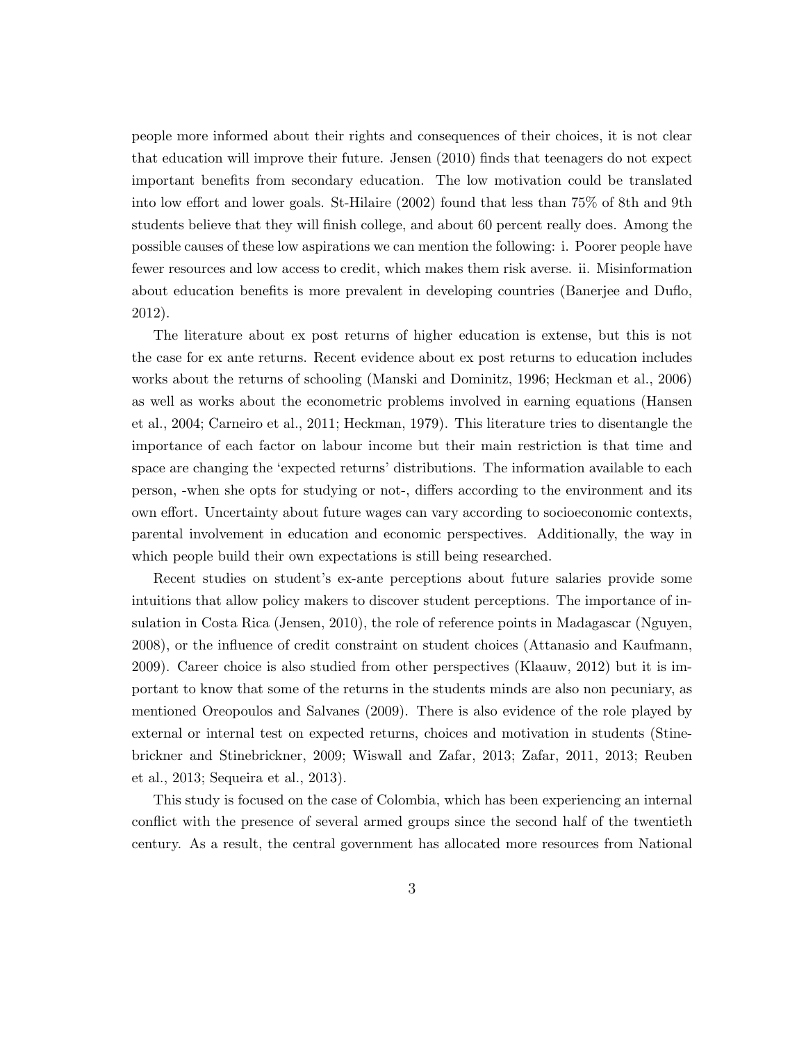people more informed about their rights and consequences of their choices, it is not clear that education will improve their future. Jensen (2010) finds that teenagers do not expect important benefits from secondary education. The low motivation could be translated into low effort and lower goals. St-Hilaire (2002) found that less than 75% of 8th and 9th students believe that they will finish college, and about 60 percent really does. Among the possible causes of these low aspirations we can mention the following: i. Poorer people have fewer resources and low access to credit, which makes them risk averse. ii. Misinformation about education benefits is more prevalent in developing countries (Banerjee and Duflo, 2012).

The literature about ex post returns of higher education is extense, but this is not the case for ex ante returns. Recent evidence about ex post returns to education includes works about the returns of schooling (Manski and Dominitz, 1996; Heckman et al., 2006) as well as works about the econometric problems involved in earning equations (Hansen et al., 2004; Carneiro et al., 2011; Heckman, 1979). This literature tries to disentangle the importance of each factor on labour income but their main restriction is that time and space are changing the 'expected returns' distributions. The information available to each person, -when she opts for studying or not-, differs according to the environment and its own effort. Uncertainty about future wages can vary according to socioeconomic contexts, parental involvement in education and economic perspectives. Additionally, the way in which people build their own expectations is still being researched.

Recent studies on student's ex-ante perceptions about future salaries provide some intuitions that allow policy makers to discover student perceptions. The importance of insulation in Costa Rica (Jensen, 2010), the role of reference points in Madagascar (Nguyen, 2008), or the influence of credit constraint on student choices (Attanasio and Kaufmann, 2009). Career choice is also studied from other perspectives (Klaauw, 2012) but it is important to know that some of the returns in the students minds are also non pecuniary, as mentioned Oreopoulos and Salvanes (2009). There is also evidence of the role played by external or internal test on expected returns, choices and motivation in students (Stinebrickner and Stinebrickner, 2009; Wiswall and Zafar, 2013; Zafar, 2011, 2013; Reuben et al., 2013; Sequeira et al., 2013).

This study is focused on the case of Colombia, which has been experiencing an internal conflict with the presence of several armed groups since the second half of the twentieth century. As a result, the central government has allocated more resources from National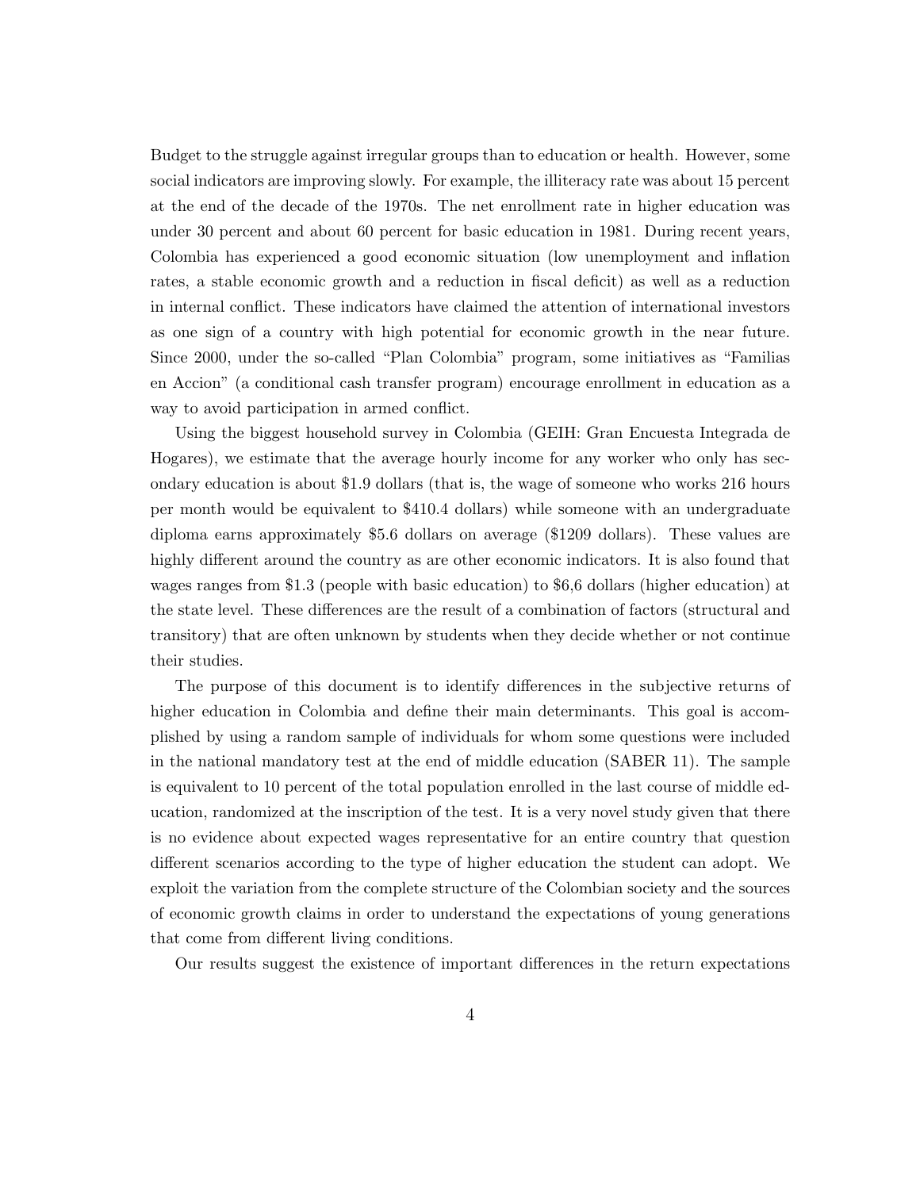Budget to the struggle against irregular groups than to education or health. However, some social indicators are improving slowly. For example, the illiteracy rate was about 15 percent at the end of the decade of the 1970s. The net enrollment rate in higher education was under 30 percent and about 60 percent for basic education in 1981. During recent years, Colombia has experienced a good economic situation (low unemployment and inflation rates, a stable economic growth and a reduction in fiscal deficit) as well as a reduction in internal conflict. These indicators have claimed the attention of international investors as one sign of a country with high potential for economic growth in the near future. Since 2000, under the so-called "Plan Colombia" program, some initiatives as "Familias en Accion" (a conditional cash transfer program) encourage enrollment in education as a way to avoid participation in armed conflict.

Using the biggest household survey in Colombia (GEIH: Gran Encuesta Integrada de Hogares), we estimate that the average hourly income for any worker who only has secondary education is about $1.9 dollars (that is, the wage of someone who works 216 hours per month would be equivalent to $410.4 dollars) while someone with an undergraduate diploma earns approximately $5.6 dollars on average ($1209 dollars). These values are highly different around the country as are other economic indicators. It is also found that wages ranges from $1.3 (people with basic education) to $6,6 dollars (higher education) at the state level. These differences are the result of a combination of factors (structural and transitory) that are often unknown by students when they decide whether or not continue their studies.

The purpose of this document is to identify differences in the subjective returns of higher education in Colombia and define their main determinants. This goal is accomplished by using a random sample of individuals for whom some questions were included in the national mandatory test at the end of middle education (SABER 11). The sample is equivalent to 10 percent of the total population enrolled in the last course of middle education, randomized at the inscription of the test. It is a very novel study given that there is no evidence about expected wages representative for an entire country that question different scenarios according to the type of higher education the student can adopt. We exploit the variation from the complete structure of the Colombian society and the sources of economic growth claims in order to understand the expectations of young generations that come from different living conditions.

Our results suggest the existence of important differences in the return expectations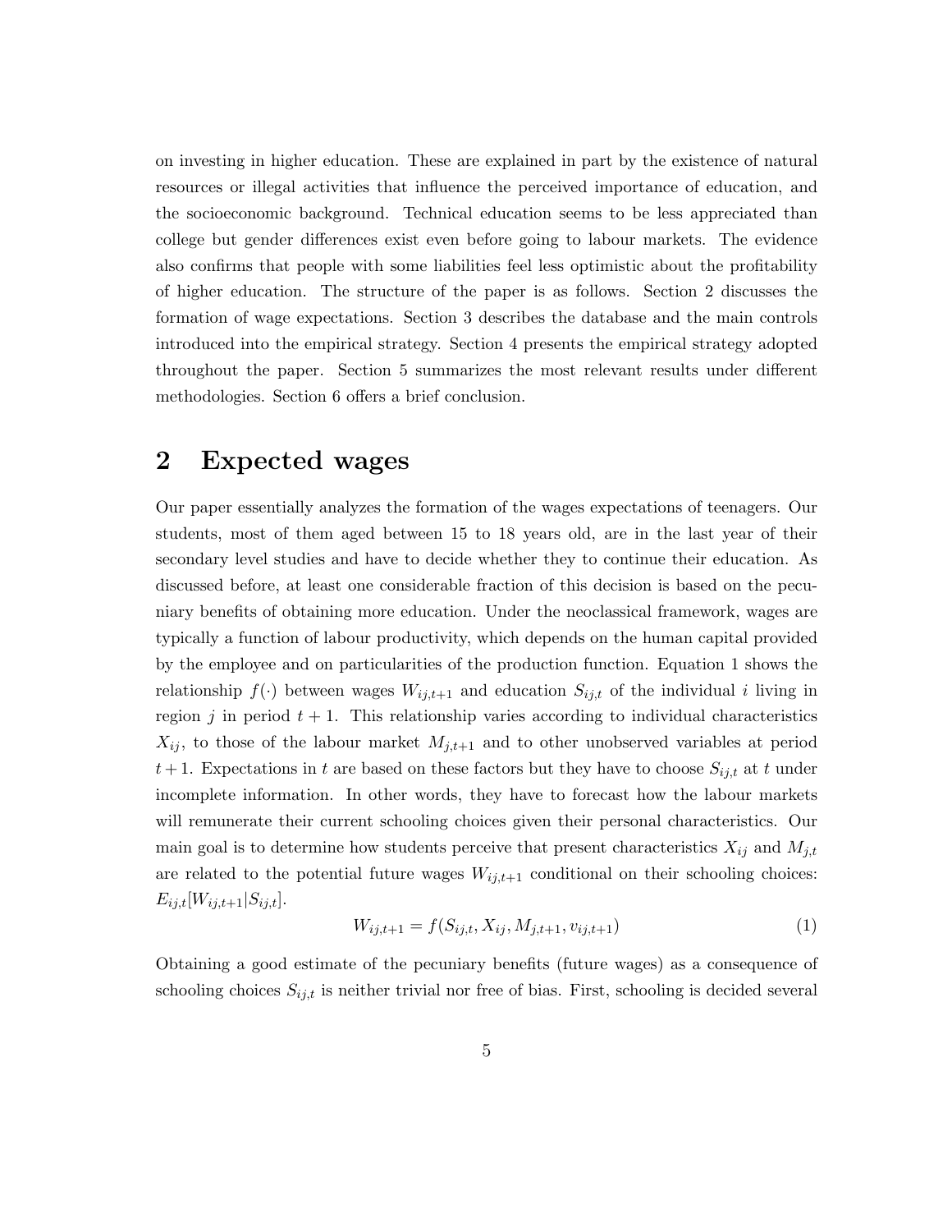on investing in higher education. These are explained in part by the existence of natural resources or illegal activities that influence the perceived importance of education, and the socioeconomic background. Technical education seems to be less appreciated than college but gender differences exist even before going to labour markets. The evidence also confirms that people with some liabilities feel less optimistic about the profitability of higher education. The structure of the paper is as follows. Section 2 discusses the formation of wage expectations. Section 3 describes the database and the main controls introduced into the empirical strategy. Section 4 presents the empirical strategy adopted throughout the paper. Section 5 summarizes the most relevant results under different methodologies. Section 6 offers a brief conclusion.

## 2 Expected wages

Our paper essentially analyzes the formation of the wages expectations of teenagers. Our students, most of them aged between 15 to 18 years old, are in the last year of their secondary level studies and have to decide whether they to continue their education. As discussed before, at least one considerable fraction of this decision is based on the pecuniary benefits of obtaining more education. Under the neoclassical framework, wages are typically a function of labour productivity, which depends on the human capital provided by the employee and on particularities of the production function. Equation 1 shows the relationship $f(\cdot)$ between wages $W_{ij,t+1}$ and education $S_{ij,t}$ of the individual $i$ living in region $j$ in period $t+1$. This relationship varies according to individual characteristics $X_{ij}$, to those of the labour market $M_{j,t+1}$ and to other unobserved variables at period $t+1$. Expectations in $t$ are based on these factors but they have to choose $S_{ij,t}$ at $t$ under incomplete information. In other words, they have to forecast how the labour markets will remunerate their current schooling choices given their personal characteristics. Our main goal is to determine how students perceive that present characteristics $X_{ij}$ and $M_{j,t}$ are related to the potential future wages $W_{ij,t+1}$ conditional on their schooling choices: $E_{ij,t}[W_{ij,t+1}|S_{ij,t}]$.

$$W_{ij,t+1} = f(S_{ij,t}, X_{ij}, M_{j,t+1}, v_{ij,t+1}) \tag{1}$$

Obtaining a good estimate of the pecuniary benefits (future wages) as a consequence of schooling choices $S_{ij,t}$ is neither trivial nor free of bias. First, schooling is decided several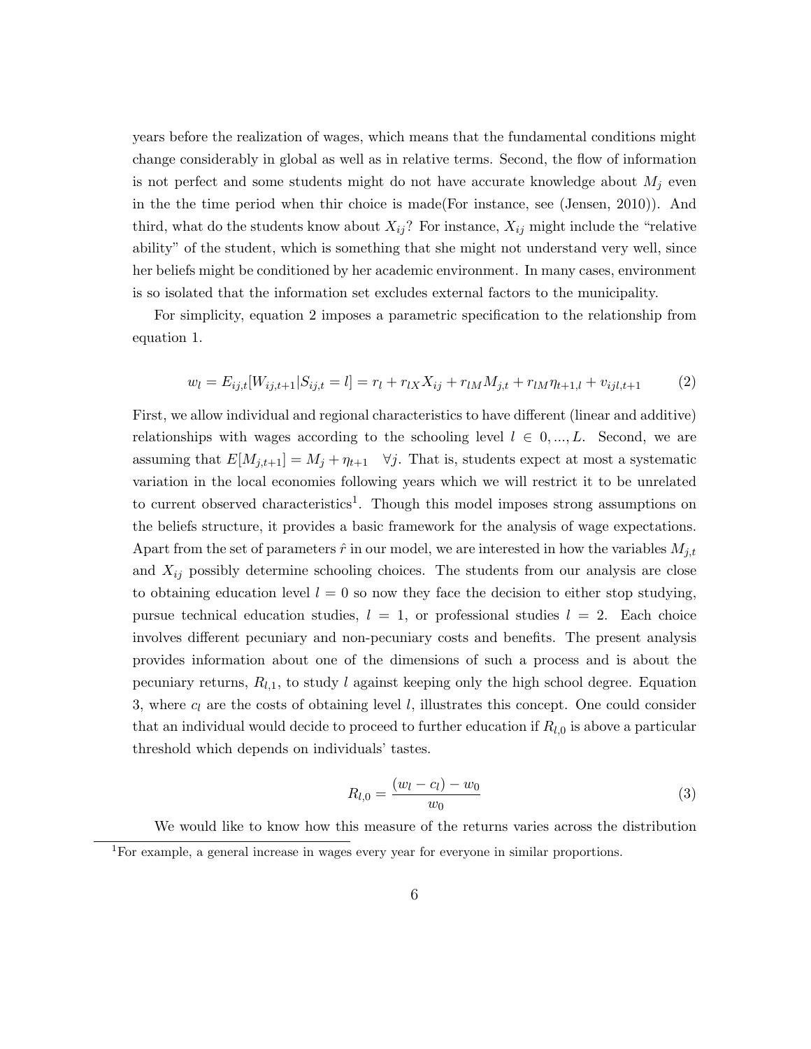years before the realization of wages, which means that the fundamental conditions might change considerably in global as well as in relative terms. Second, the flow of information is not perfect and some students might do not have accurate knowledge about $M_j$ even in the the time period when thir choice is made(For instance, see (Jensen, 2010)). And third, what do the students know about $X_{ij}$? For instance, $X_{ij}$ might include the "relative ability" of the student, which is something that she might not understand very well, since her beliefs might be conditioned by her academic environment. In many cases, environment is so isolated that the information set excludes external factors to the municipality.

For simplicity, equation 2 imposes a parametric specification to the relationship from equation 1.

$$w_l = E_{ij,t}[W_{ij,t+1}|S_{ij,t} = l] = r_l + r_{lX}X_{ij} + r_{lM}M_{j,t} + r_{lM}\eta_{t+1,l} + v_{ijl,t+1} \tag{2}$$

First, we allow individual and regional characteristics to have different (linear and additive) relationships with wages according to the schooling level $l \in 0, ..., L$. Second, we are assuming that $E[M_{j,t+1}] = M_j + \eta_{t+1} \quad \forall j$. That is, students expect at most a systematic variation in the local economies following years which we will restrict it to be unrelated to current observed characteristics[1]. Though this model imposes strong assumptions on the beliefs structure, it provides a basic framework for the analysis of wage expectations. Apart from the set of parameters $\hat{r}$ in our model, we are interested in how the variables $M_{j,t}$ and $X_{ij}$ possibly determine schooling choices. The students from our analysis are close to obtaining education level $l = 0$ so now they face the decision to either stop studying, pursue technical education studies, $l = 1$, or professional studies $l = 2$. Each choice involves different pecuniary and non-pecuniary costs and benefits. The present analysis provides information about one of the dimensions of such a process and is about the pecuniary returns, $R_{l,1}$, to study $l$ against keeping only the high school degree. Equation 3, where $c_l$ are the costs of obtaining level $l$, illustrates this concept. One could consider that an individual would decide to proceed to further education if $R_{l,0}$ is above a particular threshold which depends on individuals' tastes.

$$R_{l,0} = \frac{(w_l - c_l) - w_0}{w_0} \tag{3}$$

We would like to know how this measure of the returns varies across the distribution

[1] For example, a general increase in wages every year for everyone in similar proportions.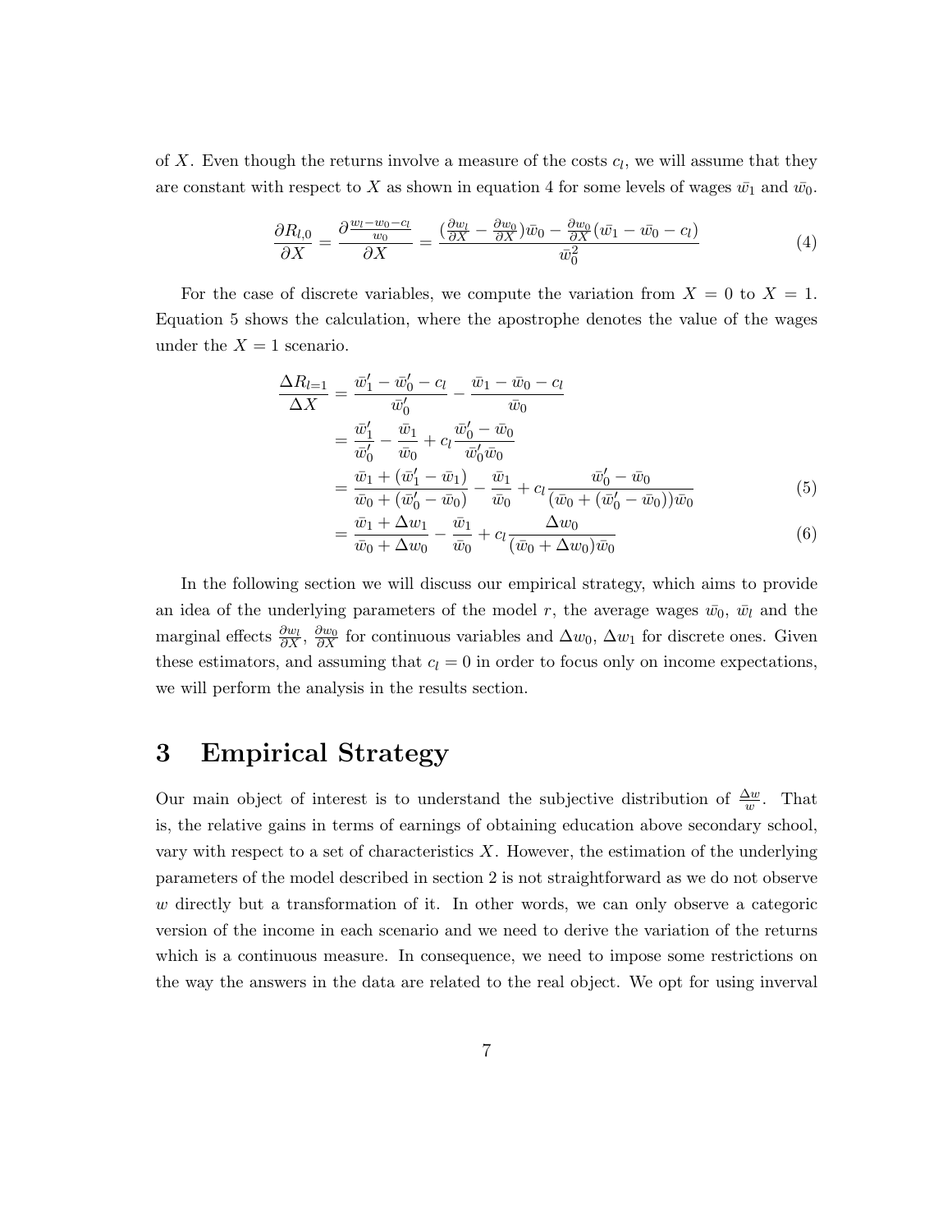of $X$. Even though the returns involve a measure of the costs $c_l$, we will assume that they are constant with respect to $X$ as shown in equation 4 for some levels of wages $\bar{w_1}$ and $\bar{w_0}$.

$$\frac{\partial R_{l,0}}{\partial X} = \frac{\partial \frac{w_l - w_0 - c_l}{w_0}}{\partial X} = \frac{(\frac{\partial w_l}{\partial X} - \frac{\partial w_0}{\partial X})\bar{w_0} - \frac{\partial w_0}{\partial X}(\bar{w_1} - \bar{w_0} - c_l)}{\bar{w_0}^2} \tag{4}$$

For the case of discrete variables, we compute the variation from $X = 0$ to $X = 1$. Equation 5 shows the calculation, where the apostrophe denotes the value of the wages under the $X = 1$ scenario.

$$\begin{aligned}
\frac{\Delta R_{l=1}}{\Delta X} &= \frac{\bar{w_1}' - \bar{w_0}' - c_l}{\bar{w_0}'} - \frac{\bar{w_1} - \bar{w_0} - c_l}{\bar{w_0}} \\
&= \frac{\bar{w_1}'}{\bar{w_0}'} - \frac{\bar{w_1}}{\bar{w_0}} + c_l \frac{\bar{w_0}' - \bar{w_0}}{\bar{w_0}' \bar{w_0}} \\
&= \frac{\bar{w_1} + (\bar{w_1}' - \bar{w_1})}{\bar{w_0} + (\bar{w_0}' - \bar{w_0})} - \frac{\bar{w_1}}{\bar{w_0}} + c_l \frac{\bar{w_0}' - \bar{w_0}}{(\bar{w_0} + (\bar{w_0}' - \bar{w_0}))\bar{w_0}} && (5) \\
&= \frac{\bar{w_1} + \Delta w_1}{\bar{w_0} + \Delta w_0} - \frac{\bar{w_1}}{\bar{w_0}} + c_l \frac{\Delta w_0}{(\bar{w_0} + \Delta w_0)\bar{w_0}} && (6)
\end{aligned}$$

In the following section we will discuss our empirical strategy, which aims to provide an idea of the underlying parameters of the model $r$, the average wages $\bar{w_0}$, $\bar{w_l}$ and the marginal effects $\frac{\partial w_l}{\partial X}$, $\frac{\partial w_0}{\partial X}$ for continuous variables and $\Delta w_0$, $\Delta w_1$ for discrete ones. Given these estimators, and assuming that $c_l = 0$ in order to focus only on income expectations, we will perform the analysis in the results section.

# 3 Empirical Strategy

Our main object of interest is to understand the subjective distribution of $\frac{\Delta w}{w}$. That is, the relative gains in terms of earnings of obtaining education above secondary school, vary with respect to a set of characteristics $X$. However, the estimation of the underlying parameters of the model described in section 2 is not straightforward as we do not observe $w$ directly but a transformation of it. In other words, we can only observe a categoric version of the income in each scenario and we need to derive the variation of the returns which is a continuous measure. In consequence, we need to impose some restrictions on the way the answers in the data are related to the real object. We opt for using inverval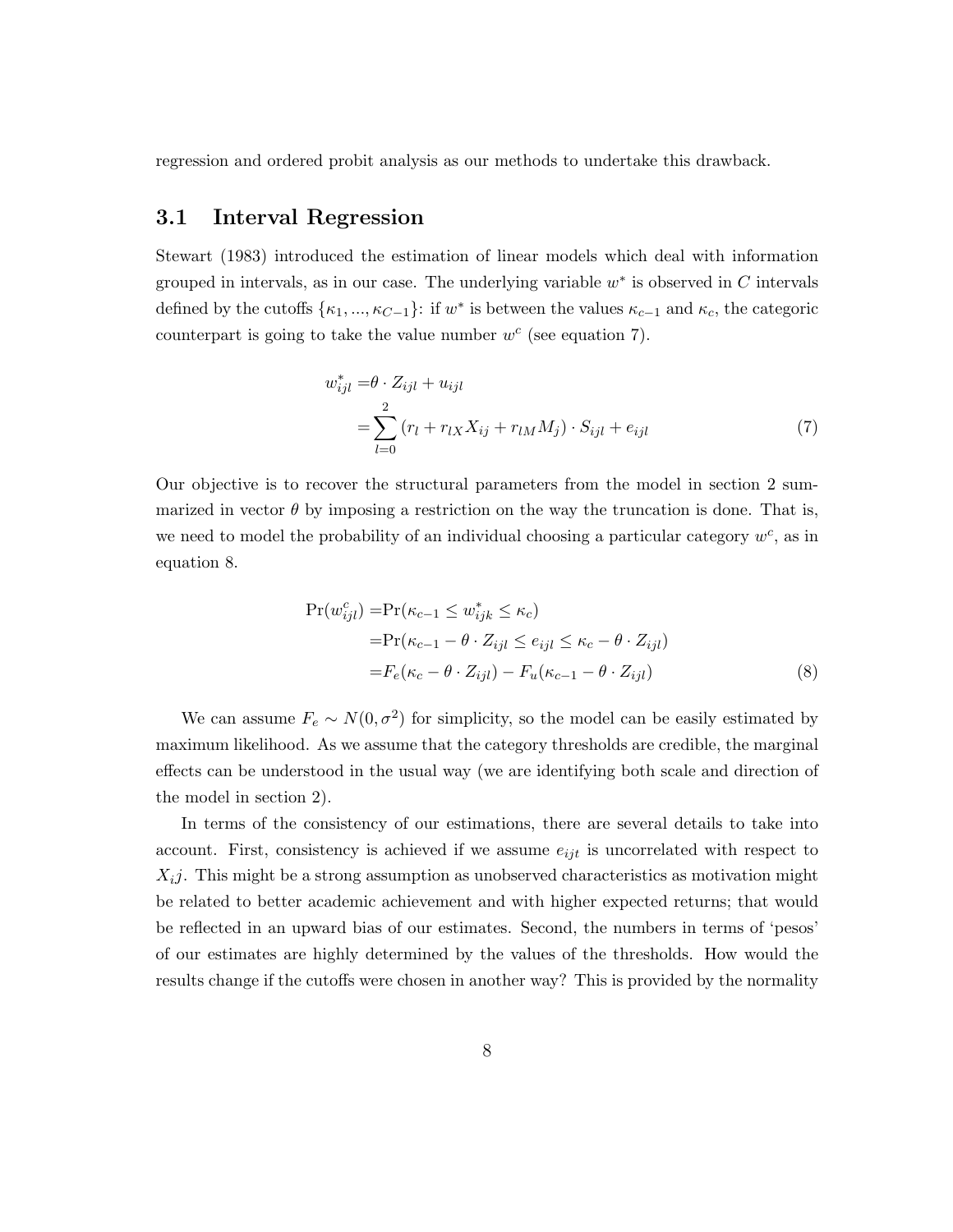regression and ordered probit analysis as our methods to undertake this drawback.

## 3.1 Interval Regression

Stewart (1983) introduced the estimation of linear models which deal with information grouped in intervals, as in our case. The underlying variable $w^*$ is observed in $C$ intervals defined by the cutoffs $\{\kappa_1, ..., \kappa_{C-1}\}$: if $w^*$ is between the values $\kappa_{c-1}$ and $\kappa_c$, the categoric counterpart is going to take the value number $w^c$ (see equation 7).

$$
\begin{aligned}
w^*_{ijl} =& \theta \cdot Z_{ijl} + u_{ijl} \\
=& \sum_{l=0}^{2} (r_l + r_{lX} X_{ij} + r_{lM} M_j) \cdot S_{ijl} + e_{ijl}
\end{aligned}
\tag{7}
$$

Our objective is to recover the structural parameters from the model in section 2 summarized in vector $\theta$ by imposing a restriction on the way the truncation is done. That is, we need to model the probability of an individual choosing a particular category $w^c$, as in equation 8.

$$
\begin{aligned}
\Pr(w^c_{ijl}) =& \Pr(\kappa_{c-1} \leq w^*_{ijk} \leq \kappa_c) \\
=& \Pr(\kappa_{c-1} - \theta \cdot Z_{ijl} \leq e_{ijl} \leq \kappa_c - \theta \cdot Z_{ijl}) \\
=& F_e(\kappa_c - \theta \cdot Z_{ijl}) - F_u(\kappa_{c-1} - \theta \cdot Z_{ijl})
\end{aligned}
\tag{8}
$$

We can assume $F_e \sim N(0, \sigma^2)$ for simplicity, so the model can be easily estimated by maximum likelihood. As we assume that the category thresholds are credible, the marginal effects can be understood in the usual way (we are identifying both scale and direction of the model in section 2).

In terms of the consistency of our estimations, there are several details to take into account. First, consistency is achieved if we assume $e_{ijt}$ is uncorrelated with respect to $X_ij$. This might be a strong assumption as unobserved characteristics as motivation might be related to better academic achievement and with higher expected returns; that would be reflected in an upward bias of our estimates. Second, the numbers in terms of 'pesos' of our estimates are highly determined by the values of the thresholds. How would the results change if the cutoffs were chosen in another way? This is provided by the normality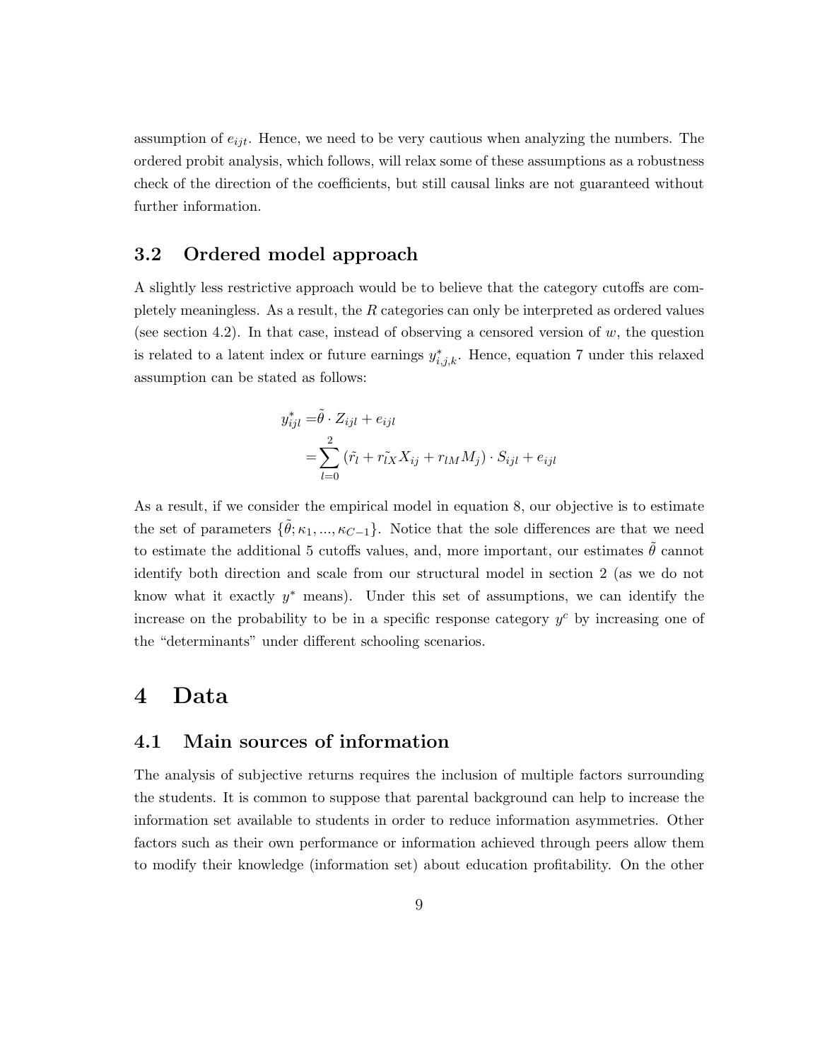assumption of $e_{ijt}$. Hence, we need to be very cautious when analyzing the numbers. The ordered probit analysis, which follows, will relax some of these assumptions as a robustness check of the direction of the coefficients, but still causal links are not guaranteed without further information.

## 3.2 Ordered model approach

A slightly less restrictive approach would be to believe that the category cutoffs are completely meaningless. As a result, the $R$ categories can only be interpreted as ordered values (see section 4.2). In that case, instead of observing a censored version of $w$, the question is related to a latent index or future earnings $y^*_{i,j,k}$. Hence, equation 7 under this relaxed assumption can be stated as follows:

$$
\begin{aligned}
y^*_{ijl} =& \tilde{\theta} \cdot Z_{ijl} + e_{ijl} \\
=& \sum_{l=0}^{2} \left( \tilde{r}_l + \tilde{r_{lX}} X_{ij} + r_{lM} M_j \right) \cdot S_{ijl} + e_{ijl}
\end{aligned}
$$

As a result, if we consider the empirical model in equation 8, our objective is to estimate the set of parameters $\{\tilde{\theta}; \kappa_1, ..., \kappa_{C-1}\}$. Notice that the sole differences are that we need to estimate the additional 5 cutoffs values, and, more important, our estimates $\tilde{\theta}$ cannot identify both direction and scale from our structural model in section 2 (as we do not know what it exactly $y^*$ means). Under this set of assumptions, we can identify the increase on the probability to be in a specific response category $y^c$ by increasing one of the "determinants" under different schooling scenarios.

# 4 Data

## 4.1 Main sources of information

The analysis of subjective returns requires the inclusion of multiple factors surrounding the students. It is common to suppose that parental background can help to increase the information set available to students in order to reduce information asymmetries. Other factors such as their own performance or information achieved through peers allow them to modify their knowledge (information set) about education profitability. On the other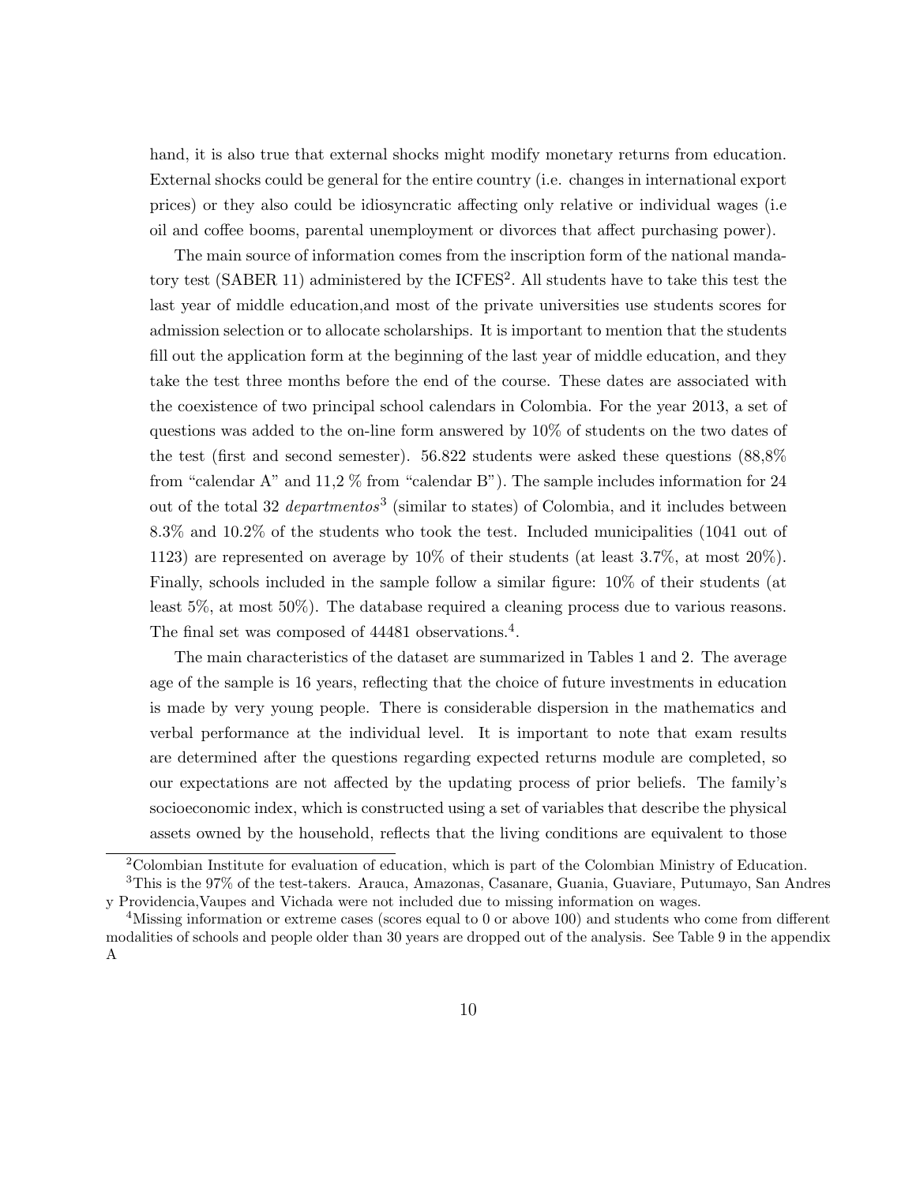hand, it is also true that external shocks might modify monetary returns from education. External shocks could be general for the entire country (i.e. changes in international export prices) or they also could be idiosyncratic affecting only relative or individual wages (i.e oil and coffee booms, parental unemployment or divorces that affect purchasing power).

The main source of information comes from the inscription form of the national mandatory test (SABER 11) administered by the ICFES[2]. All students have to take this test the last year of middle education,and most of the private universities use students scores for admission selection or to allocate scholarships. It is important to mention that the students fill out the application form at the beginning of the last year of middle education, and they take the test three months before the end of the course. These dates are associated with the coexistence of two principal school calendars in Colombia. For the year 2013, a set of questions was added to the on-line form answered by 10% of students on the two dates of the test (first and second semester). 56.822 students were asked these questions (88,8% from "calendar A" and 11,2 % from "calendar B"). The sample includes information for 24 out of the total 32 *departmentos*[3] (similar to states) of Colombia, and it includes between 8.3% and 10.2% of the students who took the test. Included municipalities (1041 out of 1123) are represented on average by 10% of their students (at least 3.7%, at most 20%). Finally, schools included in the sample follow a similar figure: 10% of their students (at least 5%, at most 50%). The database required a cleaning process due to various reasons. The final set was composed of 44481 observations.[4].

The main characteristics of the dataset are summarized in Tables 1 and 2. The average age of the sample is 16 years, reflecting that the choice of future investments in education is made by very young people. There is considerable dispersion in the mathematics and verbal performance at the individual level. It is important to note that exam results are determined after the questions regarding expected returns module are completed, so our expectations are not affected by the updating process of prior beliefs. The family's socioeconomic index, which is constructed using a set of variables that describe the physical assets owned by the household, reflects that the living conditions are equivalent to those

[2]Colombian Institute for evaluation of education, which is part of the Colombian Ministry of Education.

[3]This is the 97% of the test-takers. Arauca, Amazonas, Casanare, Guania, Guaviare, Putumayo, San Andres y Providencia,Vaupes and Vichada were not included due to missing information on wages.

[4]Missing information or extreme cases (scores equal to 0 or above 100) and students who come from different modalities of schools and people older than 30 years are dropped out of the analysis. See Table 9 in the appendix A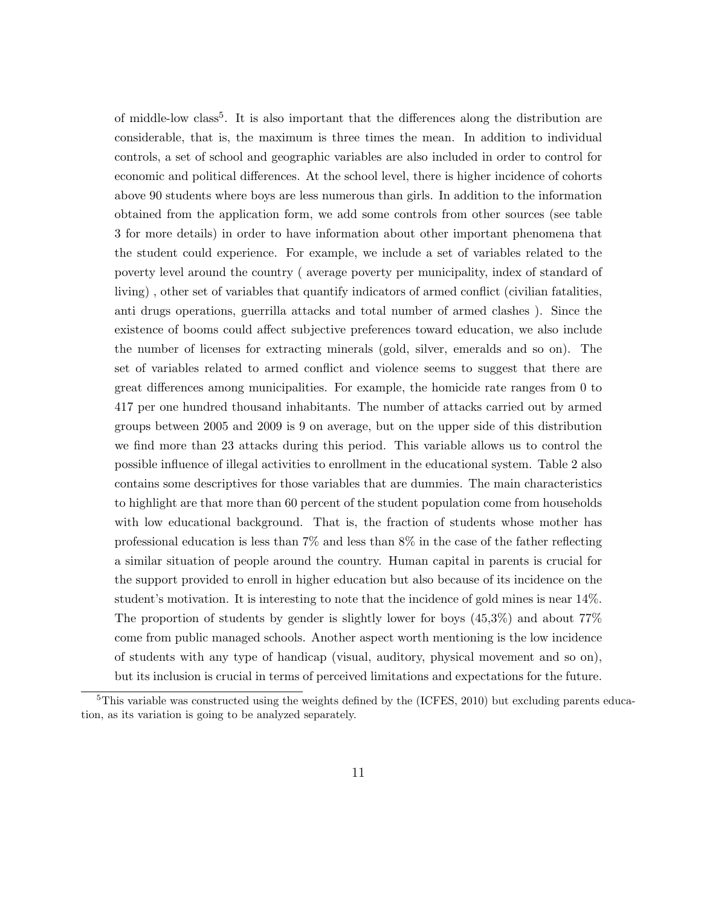of middle-low class[5]. It is also important that the differences along the distribution are considerable, that is, the maximum is three times the mean. In addition to individual controls, a set of school and geographic variables are also included in order to control for economic and political differences. At the school level, there is higher incidence of cohorts above 90 students where boys are less numerous than girls. In addition to the information obtained from the application form, we add some controls from other sources (see table 3 for more details) in order to have information about other important phenomena that the student could experience. For example, we include a set of variables related to the poverty level around the country ( average poverty per municipality, index of standard of living) , other set of variables that quantify indicators of armed conflict (civilian fatalities, anti drugs operations, guerrilla attacks and total number of armed clashes ). Since the existence of booms could affect subjective preferences toward education, we also include the number of licenses for extracting minerals (gold, silver, emeralds and so on). The set of variables related to armed conflict and violence seems to suggest that there are great differences among municipalities. For example, the homicide rate ranges from 0 to 417 per one hundred thousand inhabitants. The number of attacks carried out by armed groups between 2005 and 2009 is 9 on average, but on the upper side of this distribution we find more than 23 attacks during this period. This variable allows us to control the possible influence of illegal activities to enrollment in the educational system. Table 2 also contains some descriptives for those variables that are dummies. The main characteristics to highlight are that more than 60 percent of the student population come from households with low educational background. That is, the fraction of students whose mother has professional education is less than 7% and less than 8% in the case of the father reflecting a similar situation of people around the country. Human capital in parents is crucial for the support provided to enroll in higher education but also because of its incidence on the student's motivation. It is interesting to note that the incidence of gold mines is near 14%. The proportion of students by gender is slightly lower for boys (45,3%) and about 77% come from public managed schools. Another aspect worth mentioning is the low incidence of students with any type of handicap (visual, auditory, physical movement and so on), but its inclusion is crucial in terms of perceived limitations and expectations for the future.

[5] This variable was constructed using the weights defined by the (ICFES, 2010) but excluding parents education, as its variation is going to be analyzed separately.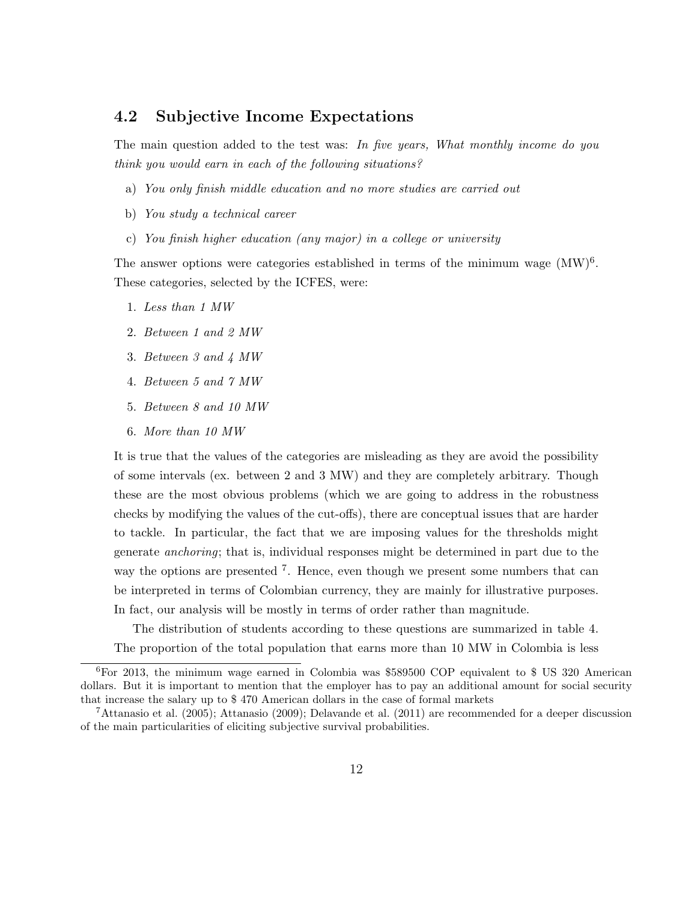## 4.2 Subjective Income Expectations

The main question added to the test was: *In five years, What monthly income do you think you would earn in each of the following situations?*

a) *You only finish middle education and no more studies are carried out*

b) *You study a technical career*

c) *You finish higher education (any major) in a college or university*

The answer options were categories established in terms of the minimum wage (MW)[6]. These categories, selected by the ICFES, were:

1. *Less than 1 MW*
2. *Between 1 and 2 MW*
3. *Between 3 and 4 MW*
4. *Between 5 and 7 MW*
5. *Between 8 and 10 MW*
6. *More than 10 MW*

It is true that the values of the categories are misleading as they are avoid the possibility of some intervals (ex. between 2 and 3 MW) and they are completely arbitrary. Though these are the most obvious problems (which we are going to address in the robustness checks by modifying the values of the cut-offs), there are conceptual issues that are harder to tackle. In particular, the fact that we are imposing values for the thresholds might generate *anchoring*; that is, individual responses might be determined in part due to the way the options are presented [7]. Hence, even though we present some numbers that can be interpreted in terms of Colombian currency, they are mainly for illustrative purposes. In fact, our analysis will be mostly in terms of order rather than magnitude.

The distribution of students according to these questions are summarized in table 4. The proportion of the total population that earns more than 10 MW in Colombia is less

---

[6] For 2013, the minimum wage earned in Colombia was $589500 COP equivalent to $ US 320 American dollars. But it is important to mention that the employer has to pay an additional amount for social security that increase the salary up to $ 470 American dollars in the case of formal markets

[7] Attanasio et al. (2005); Attanasio (2009); Delavande et al. (2011) are recommended for a deeper discussion of the main particularities of eliciting subjective survival probabilities.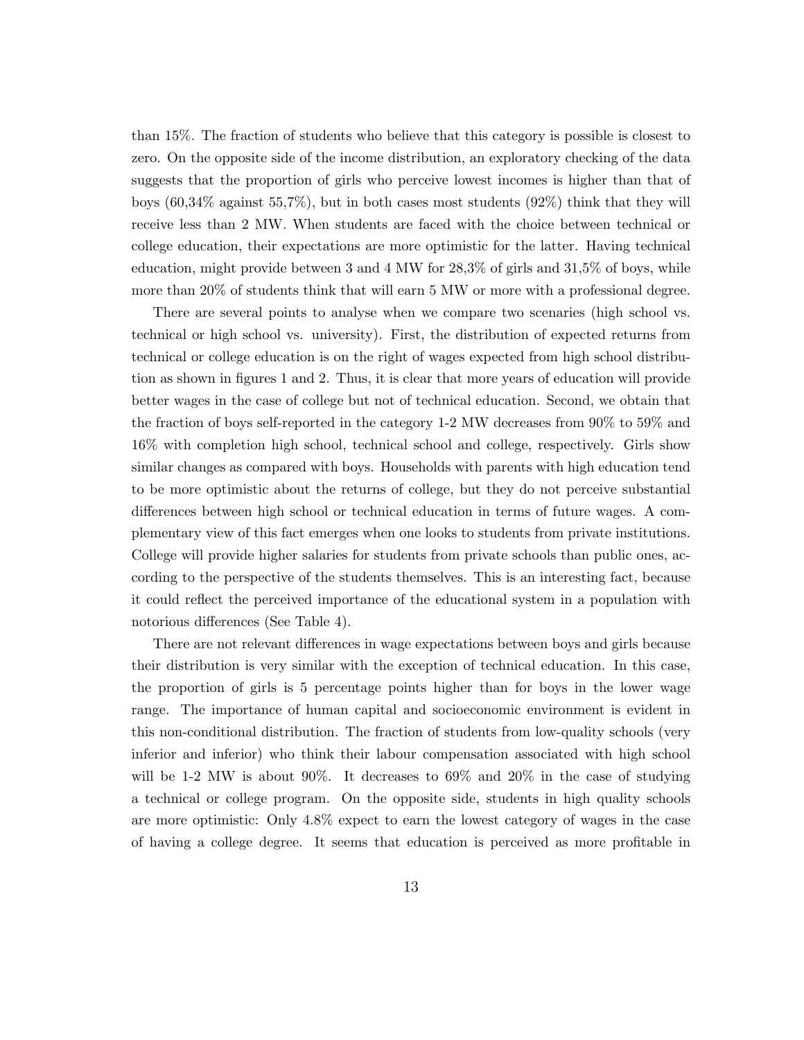than 15%. The fraction of students who believe that this category is possible is closest to zero. On the opposite side of the income distribution, an exploratory checking of the data suggests that the proportion of girls who perceive lowest incomes is higher than that of boys (60,34% against 55,7%), but in both cases most students (92%) think that they will receive less than 2 MW. When students are faced with the choice between technical or college education, their expectations are more optimistic for the latter. Having technical education, might provide between 3 and 4 MW for 28,3% of girls and 31,5% of boys, while more than 20% of students think that will earn 5 MW or more with a professional degree.

There are several points to analyse when we compare two scenarios (high school vs. technical or high school vs. university). First, the distribution of expected returns from technical or college education is on the right of wages expected from high school distribution as shown in figures 1 and 2. Thus, it is clear that more years of education will provide better wages in the case of college but not of technical education. Second, we obtain that the fraction of boys self-reported in the category 1-2 MW decreases from 90% to 59% and 16% with completion high school, technical school and college, respectively. Girls show similar changes as compared with boys. Households with parents with high education tend to be more optimistic about the returns of college, but they do not perceive substantial differences between high school or technical education in terms of future wages. A complementary view of this fact emerges when one looks to students from private institutions. College will provide higher salaries for students from private schools than public ones, according to the perspective of the students themselves. This is an interesting fact, because it could reflect the perceived importance of the educational system in a population with notorious differences (See Table 4).

There are not relevant differences in wage expectations between boys and girls because their distribution is very similar with the exception of technical education. In this case, the proportion of girls is 5 percentage points higher than for boys in the lower wage range. The importance of human capital and socioeconomic environment is evident in this non-conditional distribution. The fraction of students from low-quality schools (very inferior and inferior) who think their labour compensation associated with high school will be 1-2 MW is about 90%. It decreases to 69% and 20% in the case of studying a technical or college program. On the opposite side, students in high quality schools are more optimistic: Only 4.8% expect to earn the lowest category of wages in the case of having a college degree. It seems that education is perceived as more profitable in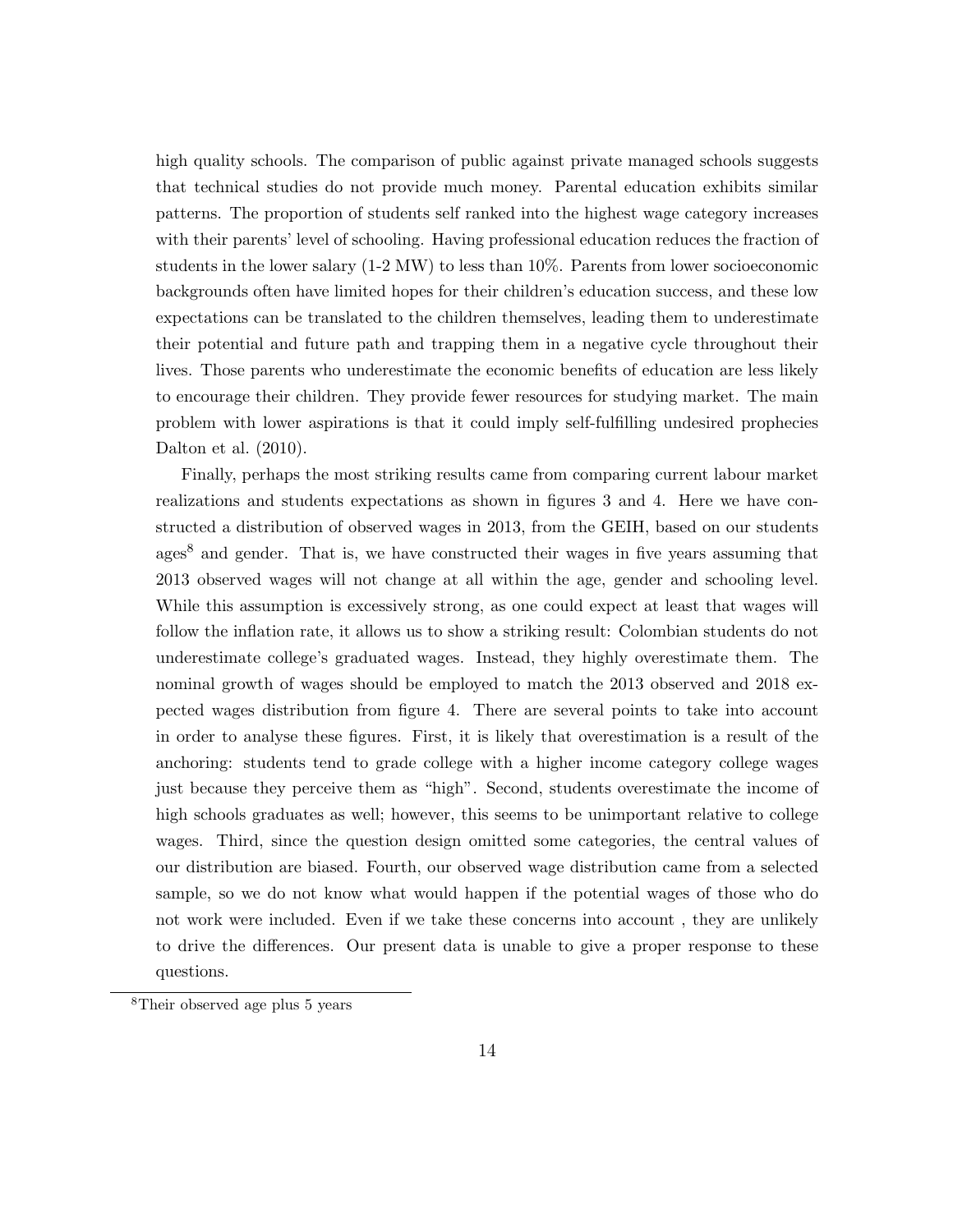high quality schools. The comparison of public against private managed schools suggests that technical studies do not provide much money. Parental education exhibits similar patterns. The proportion of students self ranked into the highest wage category increases with their parents' level of schooling. Having professional education reduces the fraction of students in the lower salary (1-2 MW) to less than 10%. Parents from lower socioeconomic backgrounds often have limited hopes for their children's education success, and these low expectations can be translated to the children themselves, leading them to underestimate their potential and future path and trapping them in a negative cycle throughout their lives. Those parents who underestimate the economic benefits of education are less likely to encourage their children. They provide fewer resources for studying market. The main problem with lower aspirations is that it could imply self-fulfilling undesired prophecies Dalton et al. (2010).

Finally, perhaps the most striking results came from comparing current labour market realizations and students expectations as shown in figures 3 and 4. Here we have constructed a distribution of observed wages in 2013, from the GEIH, based on our students ages[8] and gender. That is, we have constructed their wages in five years assuming that 2013 observed wages will not change at all within the age, gender and schooling level. While this assumption is excessively strong, as one could expect at least that wages will follow the inflation rate, it allows us to show a striking result: Colombian students do not underestimate college's graduated wages. Instead, they highly overestimate them. The nominal growth of wages should be employed to match the 2013 observed and 2018 expected wages distribution from figure 4. There are several points to take into account in order to analyse these figures. First, it is likely that overestimation is a result of the anchoring: students tend to grade college with a higher income category college wages just because they perceive them as "high". Second, students overestimate the income of high schools graduates as well; however, this seems to be unimportant relative to college wages. Third, since the question design omitted some categories, the central values of our distribution are biased. Fourth, our observed wage distribution came from a selected sample, so we do not know what would happen if the potential wages of those who do not work were included. Even if we take these concerns into account , they are unlikely to drive the differences. Our present data is unable to give a proper response to these questions.

[8] Their observed age plus 5 years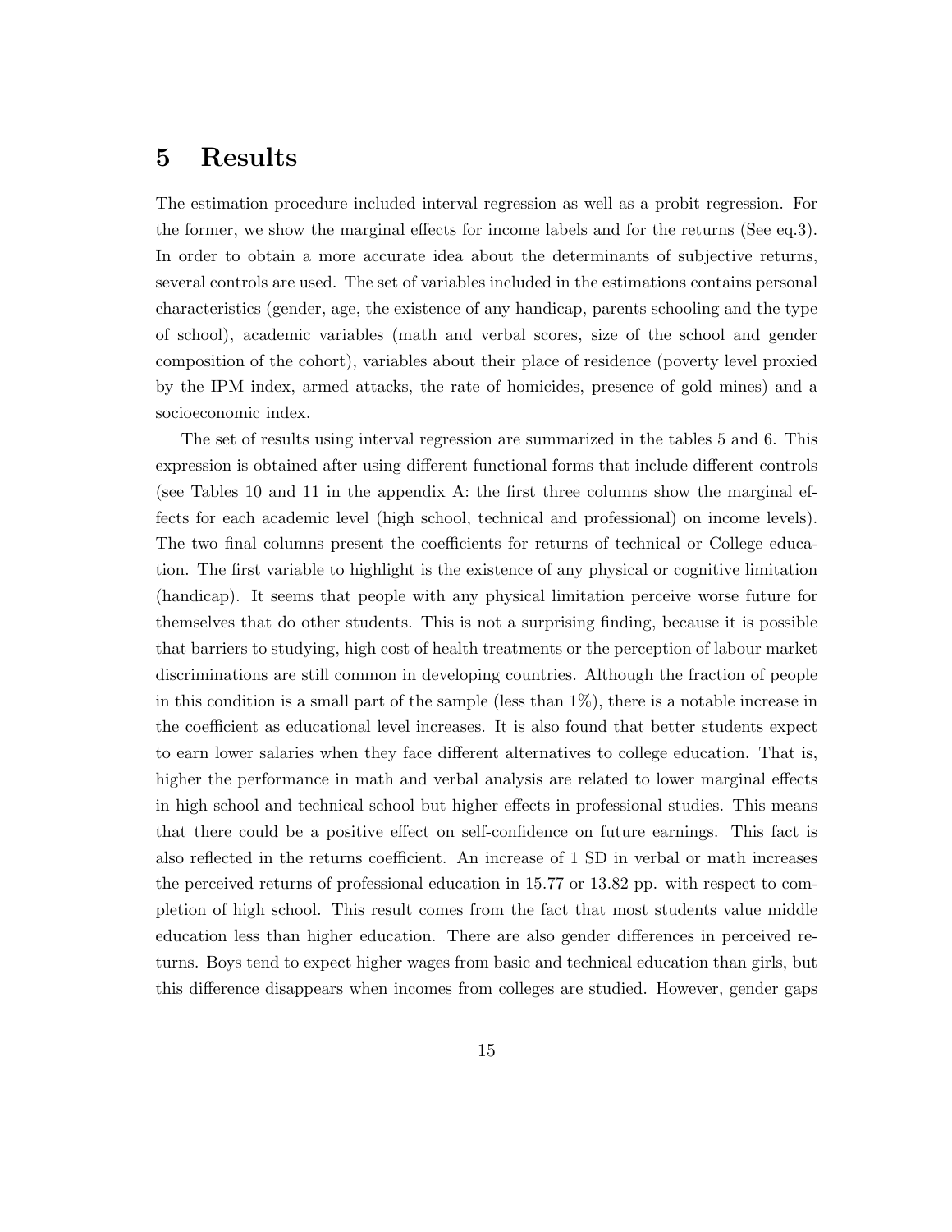# 5 Results

The estimation procedure included interval regression as well as a probit regression. For the former, we show the marginal effects for income labels and for the returns (See eq.3). In order to obtain a more accurate idea about the determinants of subjective returns, several controls are used. The set of variables included in the estimations contains personal characteristics (gender, age, the existence of any handicap, parents schooling and the type of school), academic variables (math and verbal scores, size of the school and gender composition of the cohort), variables about their place of residence (poverty level proxied by the IPM index, armed attacks, the rate of homicides, presence of gold mines) and a socioeconomic index.

The set of results using interval regression are summarized in the tables 5 and 6. This expression is obtained after using different functional forms that include different controls (see Tables 10 and 11 in the appendix A: the first three columns show the marginal effects for each academic level (high school, technical and professional) on income levels). The two final columns present the coefficients for returns of technical or College education. The first variable to highlight is the existence of any physical or cognitive limitation (handicap). It seems that people with any physical limitation perceive worse future for themselves that do other students. This is not a surprising finding, because it is possible that barriers to studying, high cost of health treatments or the perception of labour market discriminations are still common in developing countries. Although the fraction of people in this condition is a small part of the sample (less than 1%), there is a notable increase in the coefficient as educational level increases. It is also found that better students expect to earn lower salaries when they face different alternatives to college education. That is, higher the performance in math and verbal analysis are related to lower marginal effects in high school and technical school but higher effects in professional studies. This means that there could be a positive effect on self-confidence on future earnings. This fact is also reflected in the returns coefficient. An increase of 1 SD in verbal or math increases the perceived returns of professional education in 15.77 or 13.82 pp. with respect to completion of high school. This result comes from the fact that most students value middle education less than higher education. There are also gender differences in perceived returns. Boys tend to expect higher wages from basic and technical education than girls, but this difference disappears when incomes from colleges are studied. However, gender gaps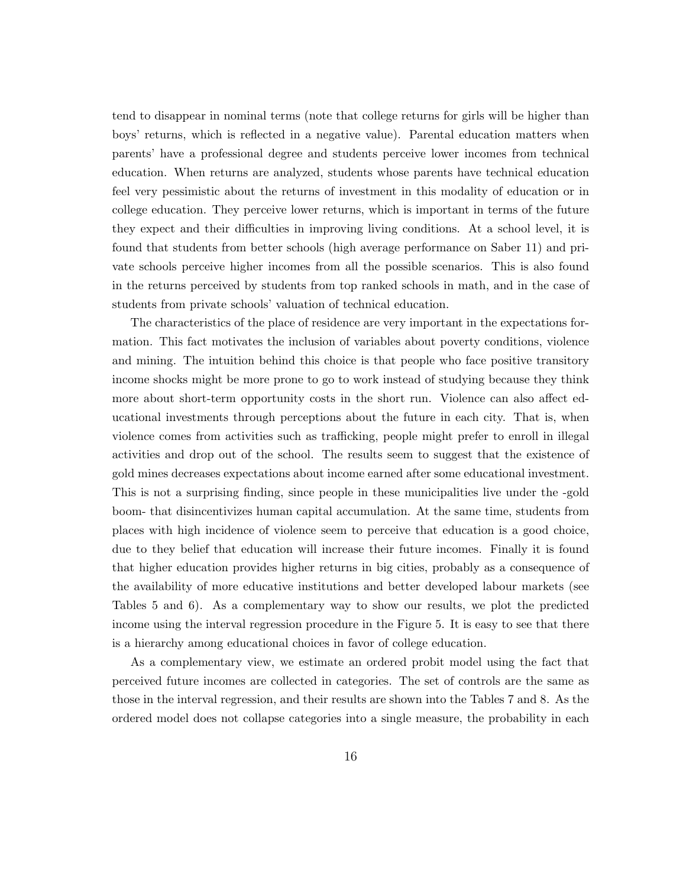tend to disappear in nominal terms (note that college returns for girls will be higher than boys' returns, which is reflected in a negative value). Parental education matters when parents' have a professional degree and students perceive lower incomes from technical education. When returns are analyzed, students whose parents have technical education feel very pessimistic about the returns of investment in this modality of education or in college education. They perceive lower returns, which is important in terms of the future they expect and their difficulties in improving living conditions. At a school level, it is found that students from better schools (high average performance on Saber 11) and private schools perceive higher incomes from all the possible scenarios. This is also found in the returns perceived by students from top ranked schools in math, and in the case of students from private schools' valuation of technical education.

The characteristics of the place of residence are very important in the expectations formation. This fact motivates the inclusion of variables about poverty conditions, violence and mining. The intuition behind this choice is that people who face positive transitory income shocks might be more prone to go to work instead of studying because they think more about short-term opportunity costs in the short run. Violence can also affect educational investments through perceptions about the future in each city. That is, when violence comes from activities such as trafficking, people might prefer to enroll in illegal activities and drop out of the school. The results seem to suggest that the existence of gold mines decreases expectations about income earned after some educational investment. This is not a surprising finding, since people in these municipalities live under the -gold boom- that disincentivizes human capital accumulation. At the same time, students from places with high incidence of violence seem to perceive that education is a good choice, due to they belief that education will increase their future incomes. Finally it is found that higher education provides higher returns in big cities, probably as a consequence of the availability of more educative institutions and better developed labour markets (see Tables 5 and 6). As a complementary way to show our results, we plot the predicted income using the interval regression procedure in the Figure 5. It is easy to see that there is a hierarchy among educational choices in favor of college education.

As a complementary view, we estimate an ordered probit model using the fact that perceived future incomes are collected in categories. The set of controls are the same as those in the interval regression, and their results are shown into the Tables 7 and 8. As the ordered model does not collapse categories into a single measure, the probability in each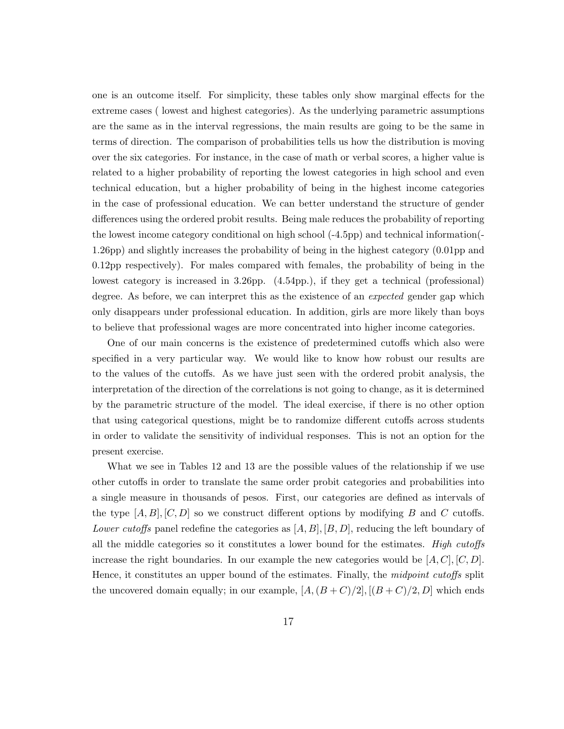one is an outcome itself. For simplicity, these tables only show marginal effects for the extreme cases ( lowest and highest categories). As the underlying parametric assumptions are the same as in the interval regressions, the main results are going to be the same in terms of direction. The comparison of probabilities tells us how the distribution is moving over the six categories. For instance, in the case of math or verbal scores, a higher value is related to a higher probability of reporting the lowest categories in high school and even technical education, but a higher probability of being in the highest income categories in the case of professional education. We can better understand the structure of gender differences using the ordered probit results. Being male reduces the probability of reporting the lowest income category conditional on high school (-4.5pp) and technical information(-1.26pp) and slightly increases the probability of being in the highest category (0.01pp and 0.12pp respectively). For males compared with females, the probability of being in the lowest category is increased in 3.26pp. (4.54pp.), if they get a technical (professional) degree. As before, we can interpret this as the existence of an *expected* gender gap which only disappears under professional education. In addition, girls are more likely than boys to believe that professional wages are more concentrated into higher income categories.

One of our main concerns is the existence of predetermined cutoffs which also were specified in a very particular way. We would like to know how robust our results are to the values of the cutoffs. As we have just seen with the ordered probit analysis, the interpretation of the direction of the correlations is not going to change, as it is determined by the parametric structure of the model. The ideal exercise, if there is no other option that using categorical questions, might be to randomize different cutoffs across students in order to validate the sensitivity of individual responses. This is not an option for the present exercise.

What we see in Tables 12 and 13 are the possible values of the relationship if we use other cutoffs in order to translate the same order probit categories and probabilities into a single measure in thousands of pesos. First, our categories are defined as intervals of the type $[A, B], [C, D]$ so we construct different options by modifying $B$ and $C$ cutoffs. *Lower cutoffs* panel redefine the categories as $[A, B], [B, D]$, reducing the left boundary of all the middle categories so it constitutes a lower bound for the estimates. *High cutoffs* increase the right boundaries. In our example the new categories would be $[A, C], [C, D]$. Hence, it constitutes an upper bound of the estimates. Finally, the *midpoint cutoffs* split the uncovered domain equally; in our example, $[A, (B + C)/2], [(B + C)/2, D]$ which ends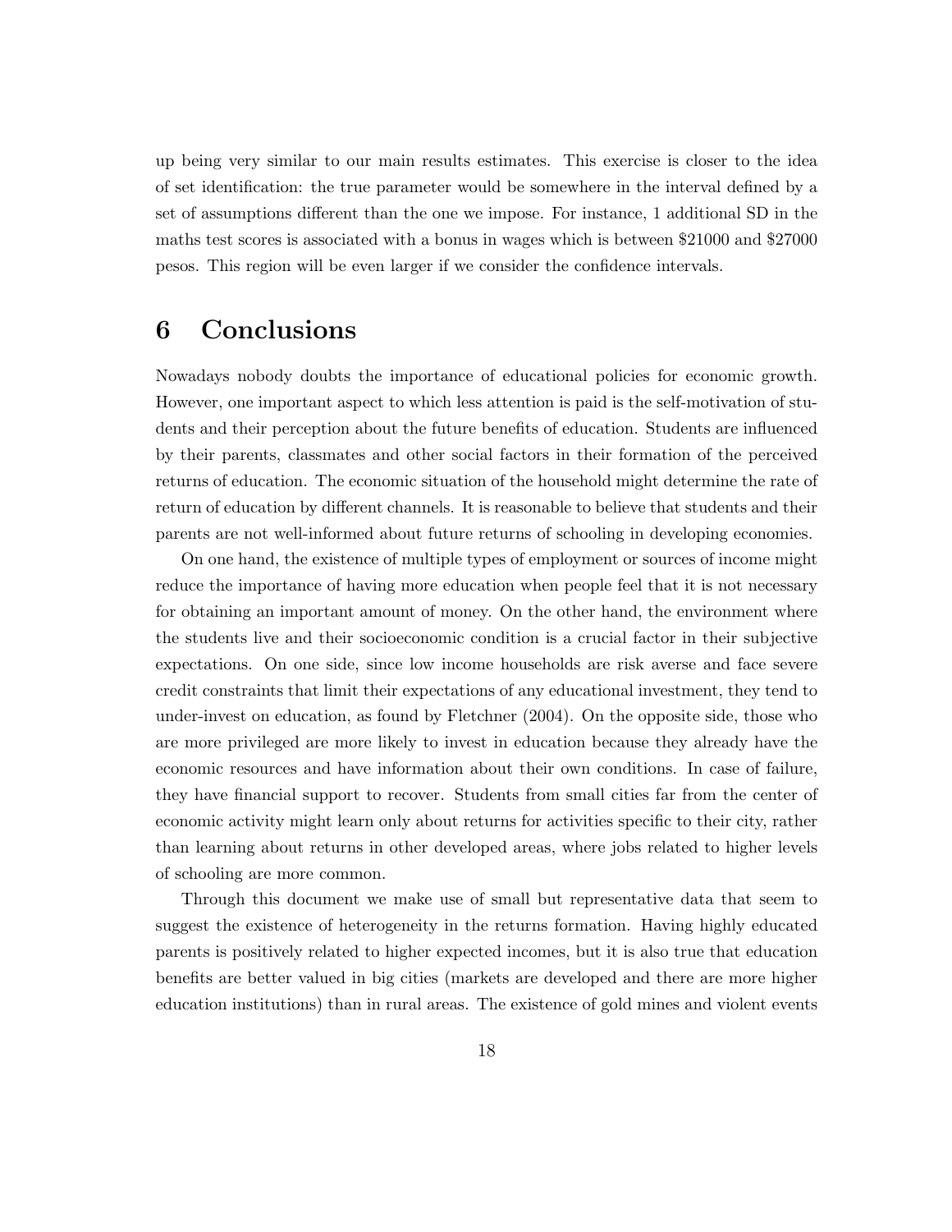up being very similar to our main results estimates. This exercise is closer to the idea of set identification: the true parameter would be somewhere in the interval defined by a set of assumptions different than the one we impose. For instance, 1 additional SD in the maths test scores is associated with a bonus in wages which is between $21000 and $27000 pesos. This region will be even larger if we consider the confidence intervals.

# 6 Conclusions

Nowadays nobody doubts the importance of educational policies for economic growth. However, one important aspect to which less attention is paid is the self-motivation of students and their perception about the future benefits of education. Students are influenced by their parents, classmates and other social factors in their formation of the perceived returns of education. The economic situation of the household might determine the rate of return of education by different channels. It is reasonable to believe that students and their parents are not well-informed about future returns of schooling in developing economies.

On one hand, the existence of multiple types of employment or sources of income might reduce the importance of having more education when people feel that it is not necessary for obtaining an important amount of money. On the other hand, the environment where the students live and their socioeconomic condition is a crucial factor in their subjective expectations. On one side, since low income households are risk averse and face severe credit constraints that limit their expectations of any educational investment, they tend to under-invest on education, as found by Fletchner (2004). On the opposite side, those who are more privileged are more likely to invest in education because they already have the economic resources and have information about their own conditions. In case of failure, they have financial support to recover. Students from small cities far from the center of economic activity might learn only about returns for activities specific to their city, rather than learning about returns in other developed areas, where jobs related to higher levels of schooling are more common.

Through this document we make use of small but representative data that seem to suggest the existence of heterogeneity in the returns formation. Having highly educated parents is positively related to higher expected incomes, but it is also true that education benefits are better valued in big cities (markets are developed and there are more higher education institutions) than in rural areas. The existence of gold mines and violent events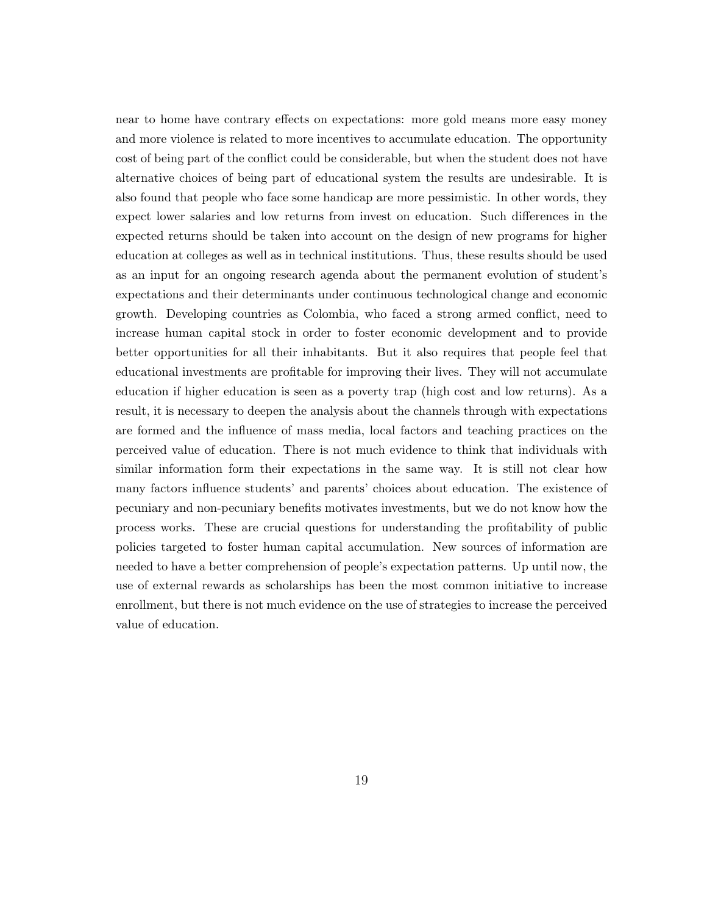near to home have contrary effects on expectations: more gold means more easy money and more violence is related to more incentives to accumulate education. The opportunity cost of being part of the conflict could be considerable, but when the student does not have alternative choices of being part of educational system the results are undesirable. It is also found that people who face some handicap are more pessimistic. In other words, they expect lower salaries and low returns from invest on education. Such differences in the expected returns should be taken into account on the design of new programs for higher education at colleges as well as in technical institutions. Thus, these results should be used as an input for an ongoing research agenda about the permanent evolution of student's expectations and their determinants under continuous technological change and economic growth. Developing countries as Colombia, who faced a strong armed conflict, need to increase human capital stock in order to foster economic development and to provide better opportunities for all their inhabitants. But it also requires that people feel that educational investments are profitable for improving their lives. They will not accumulate education if higher education is seen as a poverty trap (high cost and low returns). As a result, it is necessary to deepen the analysis about the channels through with expectations are formed and the influence of mass media, local factors and teaching practices on the perceived value of education. There is not much evidence to think that individuals with similar information form their expectations in the same way. It is still not clear how many factors influence students' and parents' choices about education. The existence of pecuniary and non-pecuniary benefits motivates investments, but we do not know how the process works. These are crucial questions for understanding the profitability of public policies targeted to foster human capital accumulation. New sources of information are needed to have a better comprehension of people's expectation patterns. Up until now, the use of external rewards as scholarships has been the most common initiative to increase enrollment, but there is not much evidence on the use of strategies to increase the perceived value of education.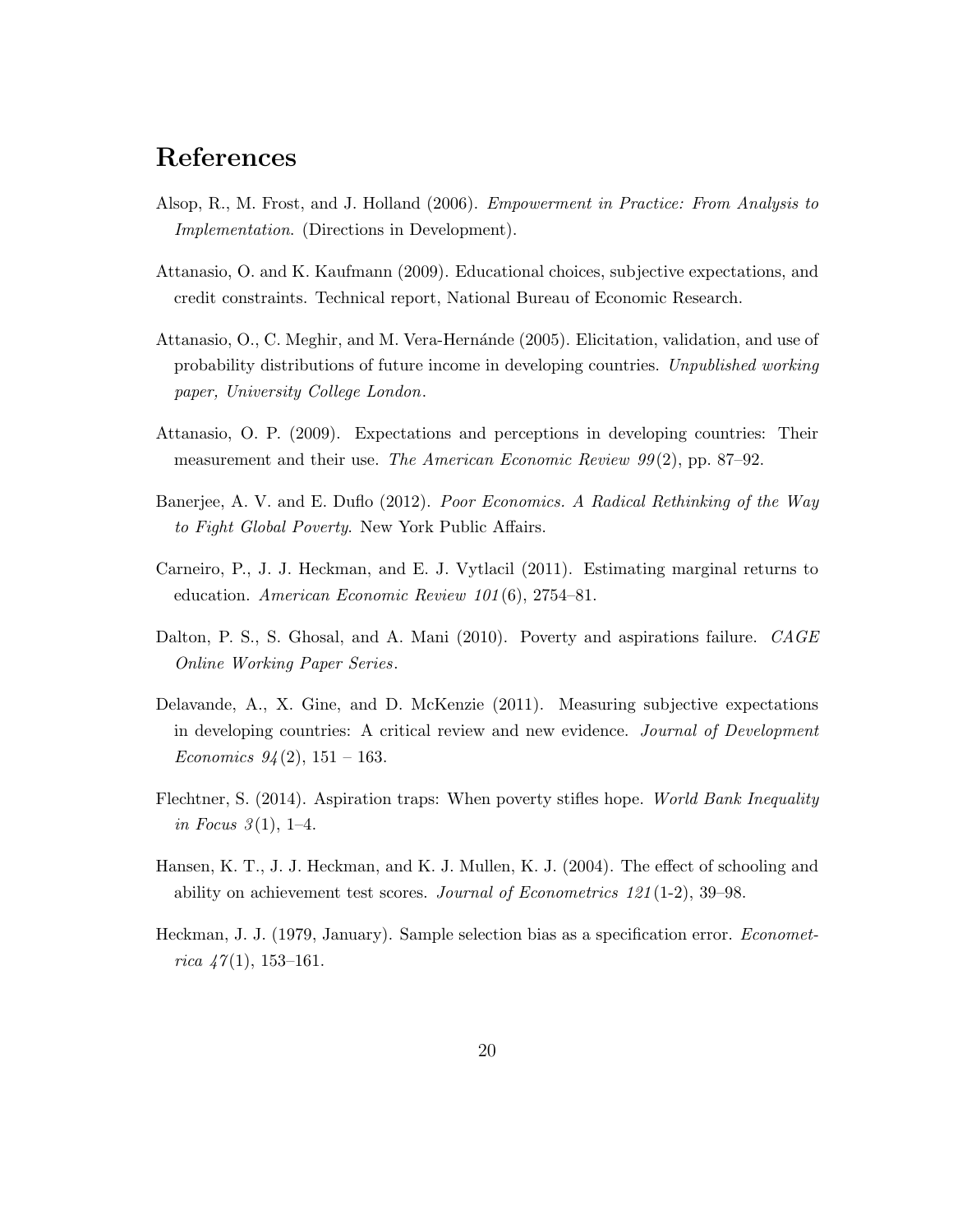# References

Alsop, R., M. Frost, and J. Holland (2006). *Empowerment in Practice: From Analysis to Implementation*. (Directions in Development).

Attanasio, O. and K. Kaufmann (2009). Educational choices, subjective expectations, and credit constraints. Technical report, National Bureau of Economic Research.

Attanasio, O., C. Meghir, and M. Vera-Hernánde (2005). Elicitation, validation, and use of probability distributions of future income in developing countries. *Unpublished working paper, University College London*.

Attanasio, O. P. (2009). Expectations and perceptions in developing countries: Their measurement and their use. *The American Economic Review 99*(2), pp. 87–92.

Banerjee, A. V. and E. Duflo (2012). *Poor Economics. A Radical Rethinking of the Way to Fight Global Poverty*. New York Public Affairs.

Carneiro, P., J. J. Heckman, and E. J. Vytlacil (2011). Estimating marginal returns to education. *American Economic Review 101*(6), 2754–81.

Dalton, P. S., S. Ghosal, and A. Mani (2010). Poverty and aspirations failure. *CAGE Online Working Paper Series*.

Delavande, A., X. Gine, and D. McKenzie (2011). Measuring subjective expectations in developing countries: A critical review and new evidence. *Journal of Development Economics 94*(2), 151 – 163.

Flechtner, S. (2014). Aspiration traps: When poverty stifles hope. *World Bank Inequality in Focus 3*(1), 1–4.

Hansen, K. T., J. J. Heckman, and K. J. Mullen, K. J. (2004). The effect of schooling and ability on achievement test scores. *Journal of Econometrics 121*(1-2), 39–98.

Heckman, J. J. (1979, January). Sample selection bias as a specification error. *Econometrica 47*(1), 153–161.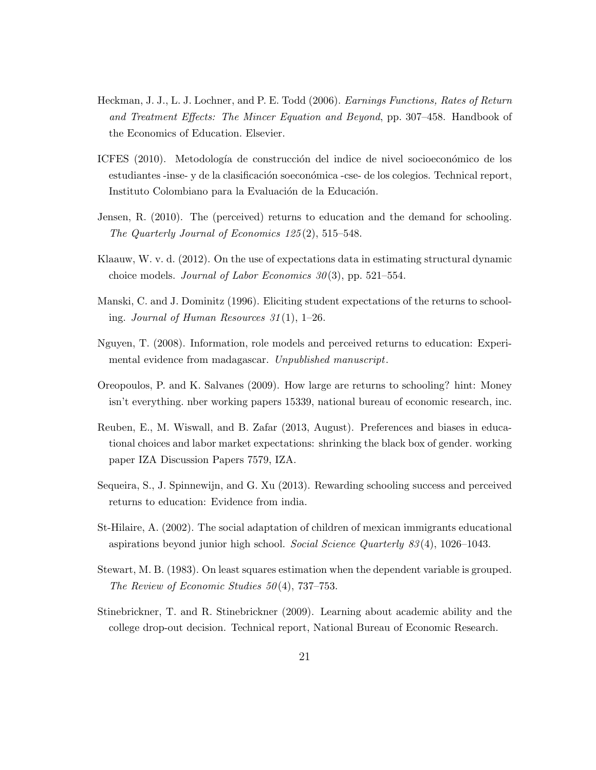Heckman, J. J., L. J. Lochner, and P. E. Todd (2006). *Earnings Functions, Rates of Return and Treatment Effects: The Mincer Equation and Beyond*, pp. 307–458. Handbook of the Economics of Education. Elsevier.

ICFES (2010). Metodología de construcción del indice de nivel socioeconómico de los estudiantes -inse- y de la clasificación soeconómica -cse- de los colegios. Technical report, Instituto Colombiano para la Evaluación de la Educación.

Jensen, R. (2010). The (perceived) returns to education and the demand for schooling. *The Quarterly Journal of Economics 125*(2), 515–548.

Klaauw, W. v. d. (2012). On the use of expectations data in estimating structural dynamic choice models. *Journal of Labor Economics 30*(3), pp. 521–554.

Manski, C. and J. Dominitz (1996). Eliciting student expectations of the returns to schooling. *Journal of Human Resources 31*(1), 1–26.

Nguyen, T. (2008). Information, role models and perceived returns to education: Experimental evidence from madagascar. *Unpublished manuscript*.

Oreopoulos, P. and K. Salvanes (2009). How large are returns to schooling? hint: Money isn't everything. nber working papers 15339, national bureau of economic research, inc.

Reuben, E., M. Wiswall, and B. Zafar (2013, August). Preferences and biases in educational choices and labor market expectations: shrinking the black box of gender. working paper IZA Discussion Papers 7579, IZA.

Sequeira, S., J. Spinnewijn, and G. Xu (2013). Rewarding schooling success and perceived returns to education: Evidence from india.

St-Hilaire, A. (2002). The social adaptation of children of mexican immigrants educational aspirations beyond junior high school. *Social Science Quarterly 83*(4), 1026–1043.

Stewart, M. B. (1983). On least squares estimation when the dependent variable is grouped. *The Review of Economic Studies 50*(4), 737–753.

Stinebrickner, T. and R. Stinebrickner (2009). Learning about academic ability and the college drop-out decision. Technical report, National Bureau of Economic Research.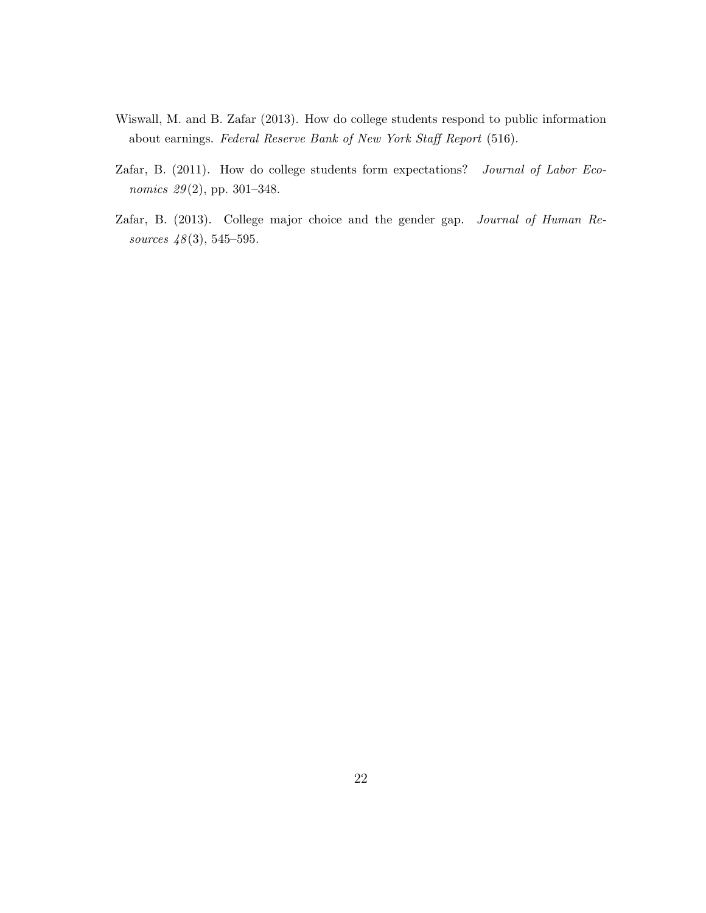Wiswall, M. and B. Zafar (2013). How do college students respond to public information about earnings. *Federal Reserve Bank of New York Staff Report* (516).

Zafar, B. (2011). How do college students form expectations? *Journal of Labor Economics 29*(2), pp. 301–348.

Zafar, B. (2013). College major choice and the gender gap. *Journal of Human Resources 48*(3), 545–595.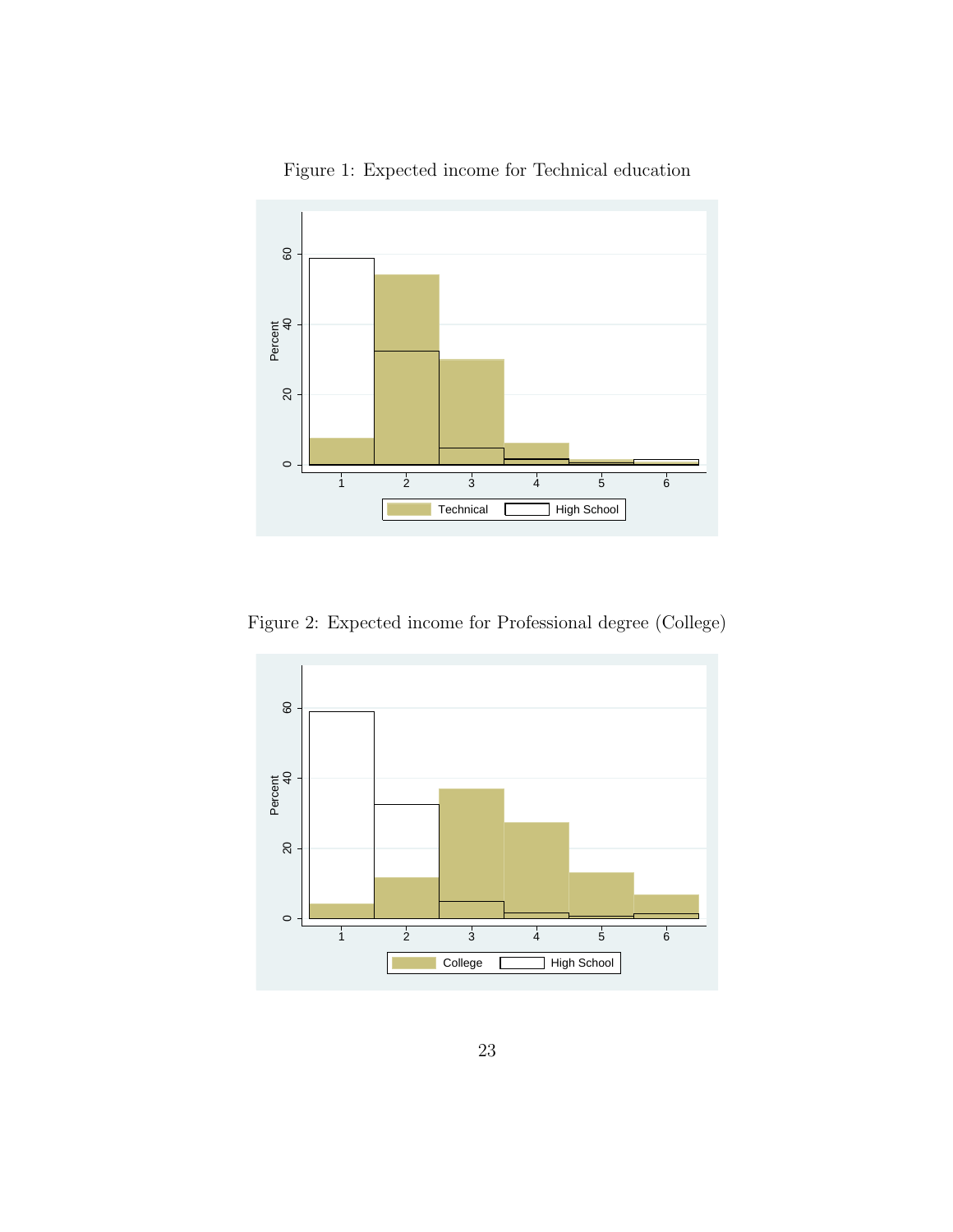Figure 1: Expected income for Technical education

Figure 2: Expected income for Professional degree (College)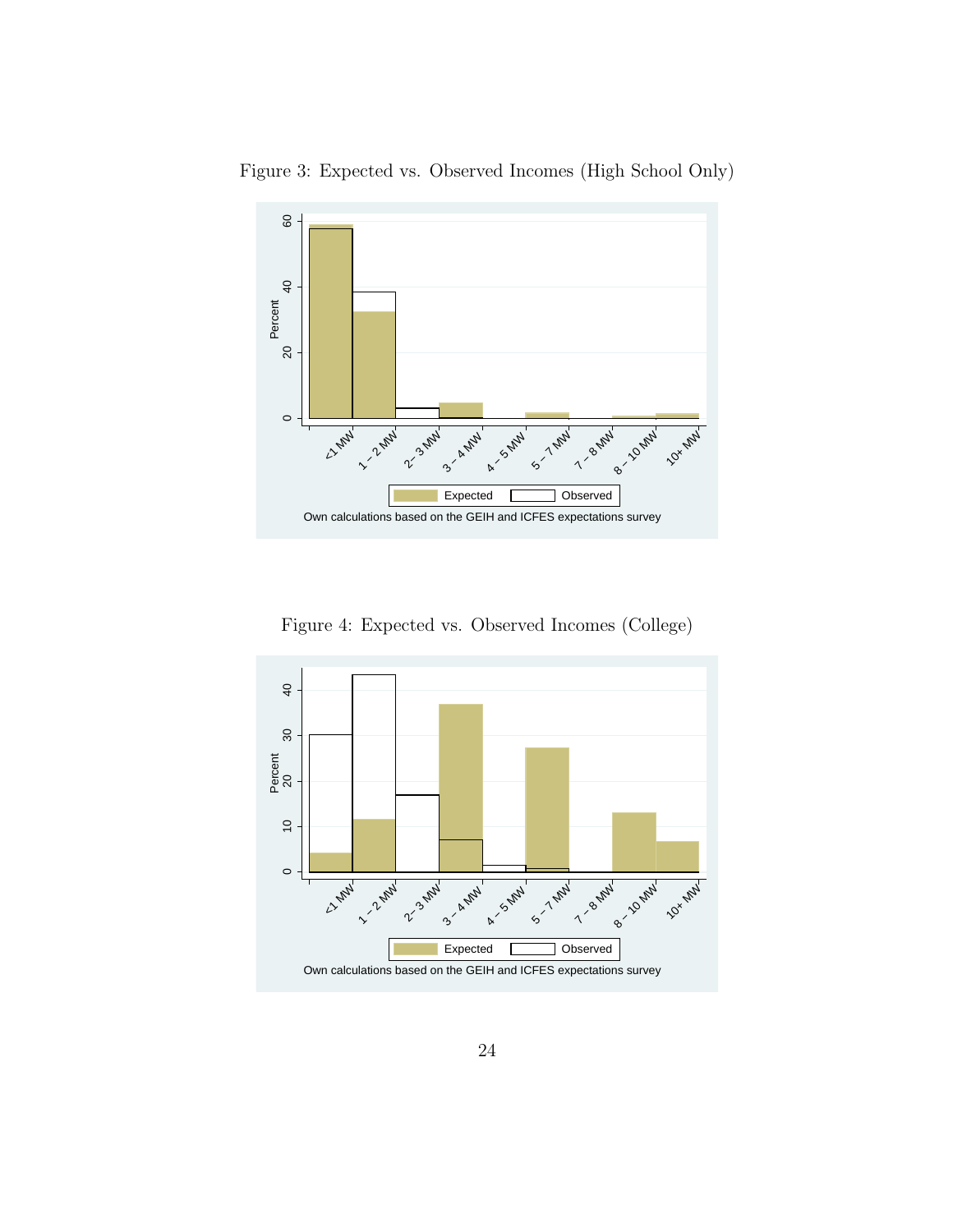Figure 3: Expected vs. Observed Incomes (High School Only)

Own calculations based on the GEIH and ICFES expectations survey

Figure 4: Expected vs. Observed Incomes (College)

Own calculations based on the GEIH and ICFES expectations survey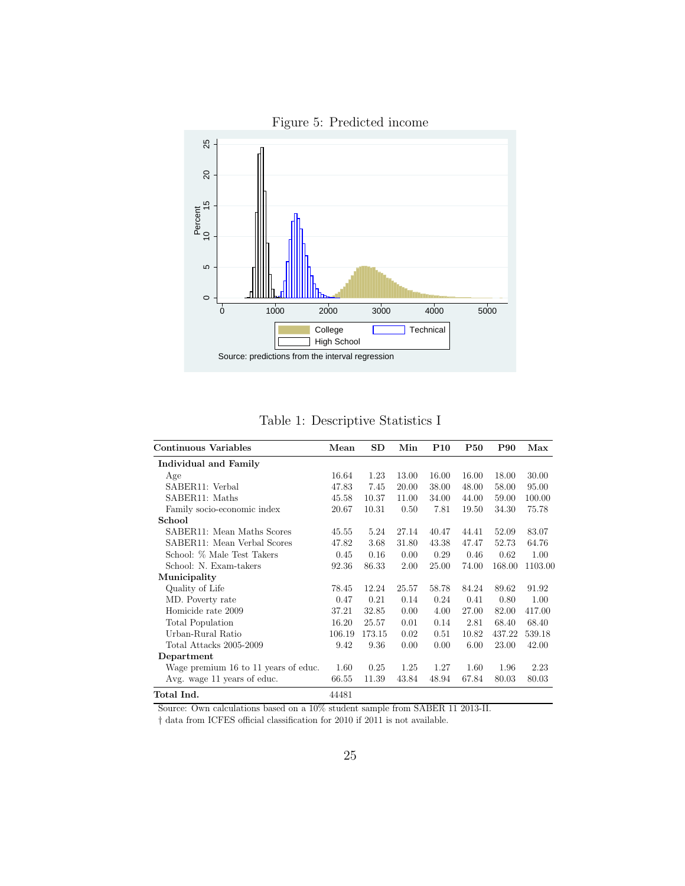Figure 5: Predicted income

Source: predictions from the interval regression

Table 1: Descriptive Statistics I

| Continuous Variables | Mean | SD | Min | P10 | P50 | P90 | Max |
|---|---|---|---|---|---|---|---|
| **Individual and Family** | | | | | | | |
| Age | 16.64 | 1.23 | 13.00 | 16.00 | 16.00 | 18.00 | 30.00 |
| SABER11: Verbal | 47.83 | 7.45 | 20.00 | 38.00 | 48.00 | 58.00 | 95.00 |
| SABER11: Maths | 45.58 | 10.37 | 11.00 | 34.00 | 44.00 | 59.00 | 100.00 |
| Family socio-economic index | 20.67 | 10.31 | 0.50 | 7.81 | 19.50 | 34.30 | 75.78 |
| **School** | | | | | | | |
| SABER11: Mean Maths Scores | 45.55 | 5.24 | 27.14 | 40.47 | 44.41 | 52.09 | 83.07 |
| SABER11: Mean Verbal Scores | 47.82 | 3.68 | 31.80 | 43.38 | 47.47 | 52.73 | 64.76 |
| School: % Male Test Takers | 0.45 | 0.16 | 0.00 | 0.29 | 0.46 | 0.62 | 1.00 |
| School: N. Exam-takers | 92.36 | 86.33 | 2.00 | 25.00 | 74.00 | 168.00 | 1103.00 |
| **Municipality** | | | | | | | |
| Quality of Life | 78.45 | 12.24 | 25.57 | 58.78 | 84.24 | 89.62 | 91.92 |
| MD. Poverty rate | 0.47 | 0.21 | 0.14 | 0.24 | 0.41 | 0.80 | 1.00 |
| Homicide rate 2009 | 37.21 | 32.85 | 0.00 | 4.00 | 27.00 | 82.00 | 417.00 |
| Total Population | 16.20 | 25.57 | 0.01 | 0.14 | 2.81 | 68.40 | 68.40 |
| Urban-Rural Ratio | 106.19 | 173.15 | 0.02 | 0.51 | 10.82 | 437.22 | 539.18 |
| Total Attacks 2005-2009 | 9.42 | 9.36 | 0.00 | 0.00 | 6.00 | 23.00 | 42.00 |
| **Department** | | | | | | | |
| Wage premium 16 to 11 years of educ. | 1.60 | 0.25 | 1.25 | 1.27 | 1.60 | 1.96 | 2.23 |
| Avg. wage 11 years of educ. | 66.55 | 11.39 | 43.84 | 48.94 | 67.84 | 80.03 | 80.03 |
| **Total Ind.** | 44481 | | | | | | |

Source: Own calculations based on a 10% student sample from SABER 11 2013-II.
† data from ICFES official classification for 2010 if 2011 is not available.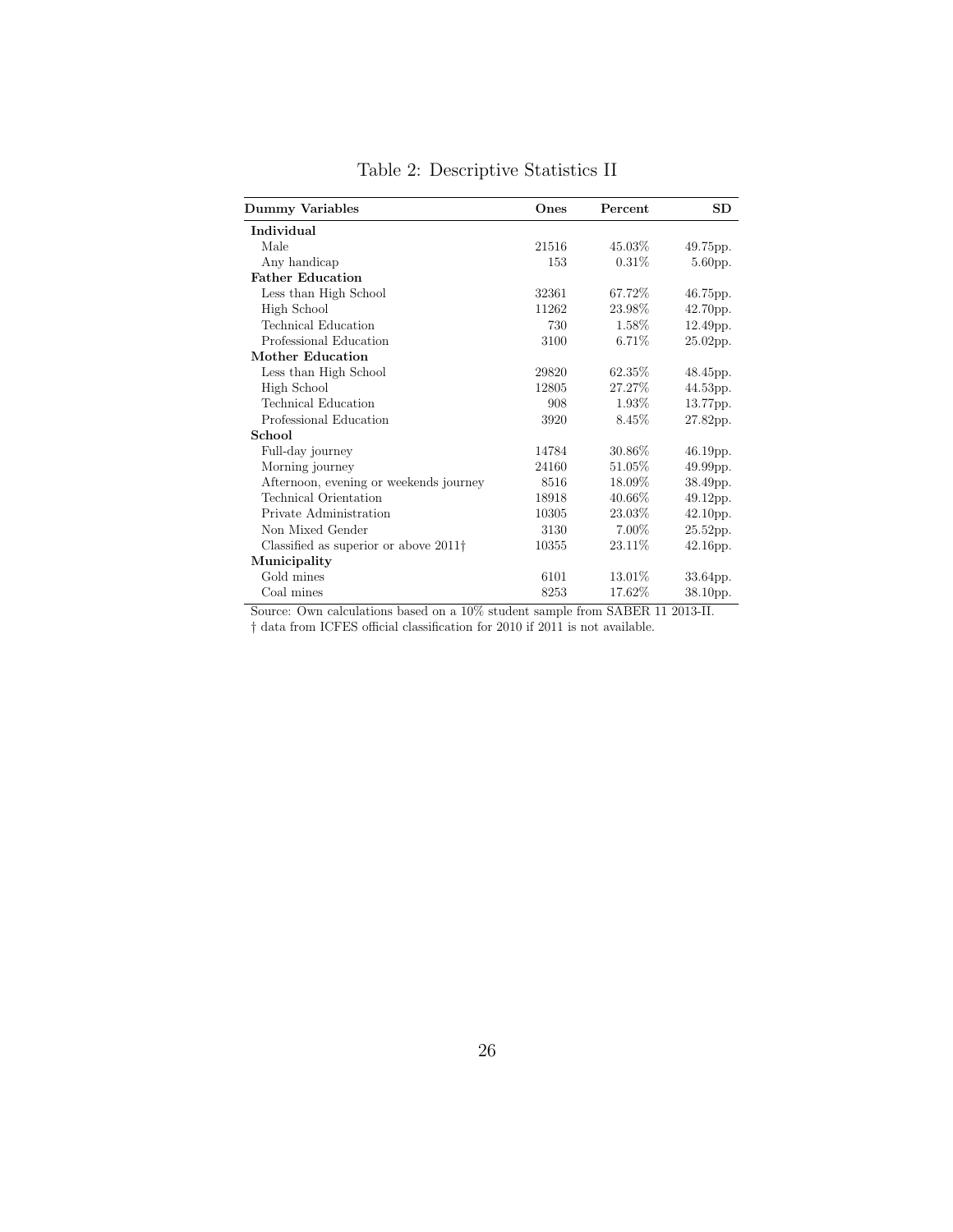Table 2: Descriptive Statistics II

| Dummy Variables | Ones | Percent | SD |
|---|---|---|---|
| **Individual** | | | |
| Male | 21516 | 45.03% | 49.75pp. |
| Any handicap | 153 | 0.31% | 5.60pp. |
| **Father Education** | | | |
| Less than High School | 32361 | 67.72% | 46.75pp. |
| High School | 11262 | 23.98% | 42.70pp. |
| Technical Education | 730 | 1.58% | 12.49pp. |
| Professional Education | 3100 | 6.71% | 25.02pp. |
| **Mother Education** | | | |
| Less than High School | 29820 | 62.35% | 48.45pp. |
| High School | 12805 | 27.27% | 44.53pp. |
| Technical Education | 908 | 1.93% | 13.77pp. |
| Professional Education | 3920 | 8.45% | 27.82pp. |
| **School** | | | |
| Full-day journey | 14784 | 30.86% | 46.19pp. |
| Morning journey | 24160 | 51.05% | 49.99pp. |
| Afternoon, evening or weekends journey | 8516 | 18.09% | 38.49pp. |
| Technical Orientation | 18918 | 40.66% | 49.12pp. |
| Private Administration | 10305 | 23.03% | 42.10pp. |
| Non Mixed Gender | 3130 | 7.00% | 25.52pp. |
| Classified as superior or above 2011† | 10355 | 23.11% | 42.16pp. |
| **Municipality** | | | |
| Gold mines | 6101 | 13.01% | 33.64pp. |
| Coal mines | 8253 | 17.62% | 38.10pp. |

Source: Own calculations based on a 10% student sample from SABER 11 2013-II.
† data from ICFES official classification for 2010 if 2011 is not available.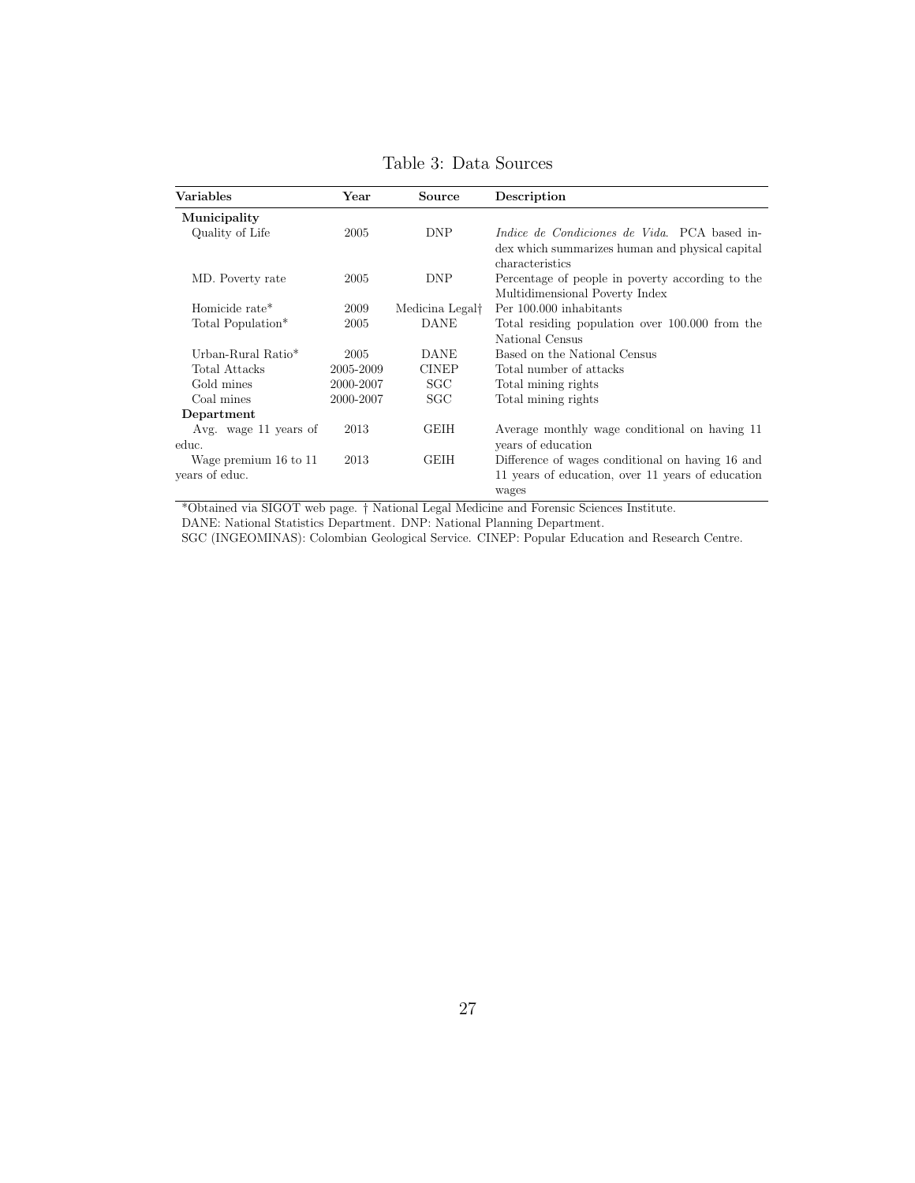Table 3: Data Sources

| Variables | Year | Source | Description |
|---|---|---|---|
| **Municipality** | | | |
| Quality of Life | 2005 | DNP | *Indice de Condiciones de Vida*. PCA based index which summarizes human and physical capital characteristics |
| MD. Poverty rate | 2005 | DNP | Percentage of people in poverty according to the Multidimensional Poverty Index |
| Homicide rate* | 2009 | Medicina Legal† | Per 100.000 inhabitants |
| Total Population* | 2005 | DANE | Total residing population over 100.000 from the National Census |
| Urban-Rural Ratio* | 2005 | DANE | Based on the National Census |
| Total Attacks | 2005-2009 | CINEP | Total number of attacks |
| Gold mines | 2000-2007 | SGC | Total mining rights |
| Coal mines | 2000-2007 | SGC | Total mining rights |
| **Department** | | | |
| Avg. wage 11 years of educ. | 2013 | GEIH | Average monthly wage conditional on having 11 years of education |
| Wage premium 16 to 11 years of educ. | 2013 | GEIH | Difference of wages conditional on having 16 and 11 years of education, over 11 years of education wages |

*Obtained via SIGOT web page. † National Legal Medicine and Forensic Sciences Institute.
DANE: National Statistics Department. DNP: National Planning Department.
SGC (INGEOMINAS): Colombian Geological Service. CINEP: Popular Education and Research Centre.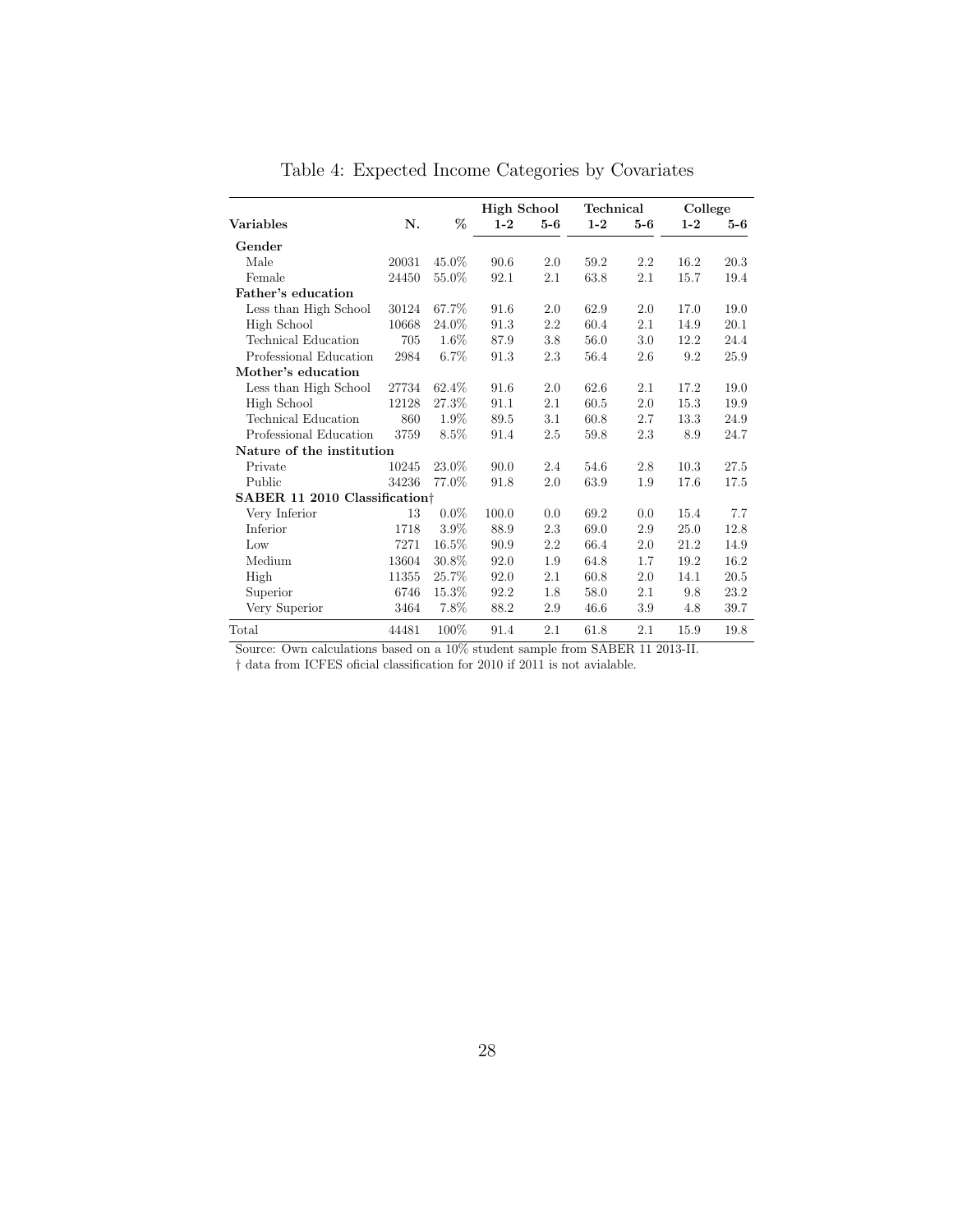Table 4: Expected Income Categories by Covariates

| Variables | N. | % | High School | | Technical | | College | |
|---|---|---|---|---|---|---|---|---|
| | | | 1-2 | 5-6 | 1-2 | 5-6 | 1-2 | 5-6 |
| **Gender** | | | | | | | | |
| Male | 20031 | 45.0% | 90.6 | 2.0 | 59.2 | 2.2 | 16.2 | 20.3 |
| Female | 24450 | 55.0% | 92.1 | 2.1 | 63.8 | 2.1 | 15.7 | 19.4 |
| **Father's education** | | | | | | | | |
| Less than High School | 30124 | 67.7% | 91.6 | 2.0 | 62.9 | 2.0 | 17.0 | 19.0 |
| High School | 10668 | 24.0% | 91.3 | 2.2 | 60.4 | 2.1 | 14.9 | 20.1 |
| Technical Education | 705 | 1.6% | 87.9 | 3.8 | 56.0 | 3.0 | 12.2 | 24.4 |
| Professional Education | 2984 | 6.7% | 91.3 | 2.3 | 56.4 | 2.6 | 9.2 | 25.9 |
| **Mother's education** | | | | | | | | |
| Less than High School | 27734 | 62.4% | 91.6 | 2.0 | 62.6 | 2.1 | 17.2 | 19.0 |
| High School | 12128 | 27.3% | 91.1 | 2.1 | 60.5 | 2.0 | 15.3 | 19.9 |
| Technical Education | 860 | 1.9% | 89.5 | 3.1 | 60.8 | 2.7 | 13.3 | 24.9 |
| Professional Education | 3759 | 8.5% | 91.4 | 2.5 | 59.8 | 2.3 | 8.9 | 24.7 |
| **Nature of the institution** | | | | | | | | |
| Private | 10245 | 23.0% | 90.0 | 2.4 | 54.6 | 2.8 | 10.3 | 27.5 |
| Public | 34236 | 77.0% | 91.8 | 2.0 | 63.9 | 1.9 | 17.6 | 17.5 |
| **SABER 11 2010 Classification†** | | | | | | | | |
| Very Inferior | 13 | 0.0% | 100.0 | 0.0 | 69.2 | 0.0 | 15.4 | 7.7 |
| Inferior | 1718 | 3.9% | 88.9 | 2.3 | 69.0 | 2.9 | 25.0 | 12.8 |
| Low | 7271 | 16.5% | 90.9 | 2.2 | 66.4 | 2.0 | 21.2 | 14.9 |
| Medium | 13604 | 30.8% | 92.0 | 1.9 | 64.8 | 1.7 | 19.2 | 16.2 |
| High | 11355 | 25.7% | 92.0 | 2.1 | 60.8 | 2.0 | 14.1 | 20.5 |
| Superior | 6746 | 15.3% | 92.2 | 1.8 | 58.0 | 2.1 | 9.8 | 23.2 |
| Very Superior | 3464 | 7.8% | 88.2 | 2.9 | 46.6 | 3.9 | 4.8 | 39.7 |
| Total | 44481 | 100% | 91.4 | 2.1 | 61.8 | 2.1 | 15.9 | 19.8 |

Source: Own calculations based on a 10% student sample from SABER 11 2013-II.
† data from ICFES oficial classification for 2010 if 2011 is not avialable.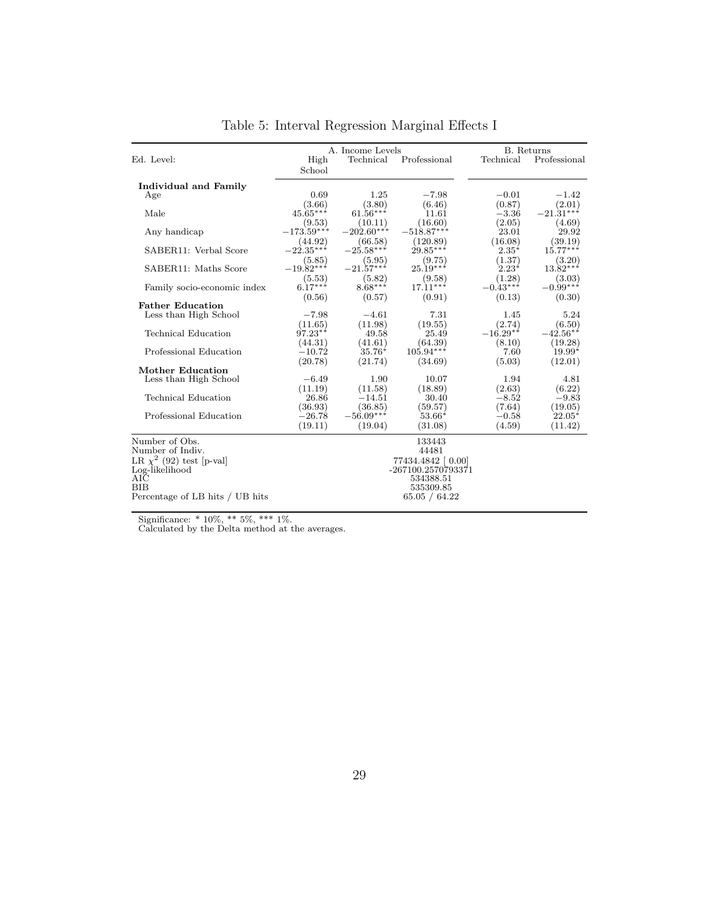Table 5: Interval Regression Marginal Effects I

| | A. Income Levels | | | B. Returns | |
|---|---|---|---|---|---|
| Ed. Level: | High School | Technical | Professional | Technical | Professional |
| **Individual and Family** | | | | | |
| Age | 0.69 | 1.25 | $-7.98$ | $-0.01$ | $-1.42$ |
| | (3.66) | (3.80) | (6.46) | (0.87) | (2.01) |
| Male | 45.65*** | 61.56*** | 11.61 | $-3.36$ | $-21.31$*** |
| | (9.53) | (10.11) | (16.60) | (2.05) | (4.69) |
| Any handicap | $-173.59$*** | $-202.60$*** | $-518.87$*** | 23.01 | 29.92 |
| | (44.92) | (66.58) | (120.89) | (16.08) | (39.19) |
| SABER11: Verbal Score | $-22.35$*** | $-25.58$*** | 29.85*** | 2.35* | 15.77*** |
| | (5.85) | (5.95) | (9.75) | (1.37) | (3.20) |
| SABER11: Maths Score | $-19.82$*** | $-21.57$*** | 25.19*** | 2.23* | 13.82*** |
| | (5.53) | (5.82) | (9.58) | (1.28) | (3.03) |
| Family socio-economic index | 6.17*** | 8.68*** | 17.11*** | $-0.43$*** | $-0.99$*** |
| | (0.56) | (0.57) | (0.91) | (0.13) | (0.30) |
| **Father Education** | | | | | |
| Less than High School | $-7.98$ | $-4.61$ | 7.31 | 1.45 | 5.24 |
| | (11.65) | (11.98) | (19.55) | (2.74) | (6.50) |
| Technical Education | 97.23** | 49.58 | 25.49 | $-16.29$** | $-42.56$** |
| | (44.31) | (41.61) | (64.39) | (8.10) | (19.28) |
| Professional Education | $-10.72$ | 35.76* | 105.94*** | 7.60 | 19.99* |
| | (20.78) | (21.74) | (34.69) | (5.03) | (12.01) |
| **Mother Education** | | | | | |
| Less than High School | $-6.49$ | 1.90 | 10.07 | 1.94 | 4.81 |
| | (11.19) | (11.58) | (18.89) | (2.63) | (6.22) |
| Technical Education | 26.86 | $-14.51$ | 30.40 | $-8.52$ | $-9.83$ |
| | (36.93) | (36.85) | (59.57) | (7.64) | (19.05) |
| Professional Education | $-26.78$ | $-56.09$*** | 53.66* | $-0.58$ | 22.05* |
| | (19.11) | (19.04) | (31.08) | (4.59) | (11.42) |
| Number of Obs. | | | 133443 | | |
| Number of Indiv. | | | 44481 | | |
| LR $\chi^2$ (92) test [p-val] | | | 77434.4842 [ 0.00] | | |
| Log-likelihood | | | -267100.2570793371 | | |
| AIC | | | 534388.51 | | |
| BIB | | | 535309.85 | | |
| Percentage of LB hits / UB hits | | | 65.05 / 64.22 | | |

Significance: * 10%, ** 5%, *** 1%.
Calculated by the Delta method at the averages.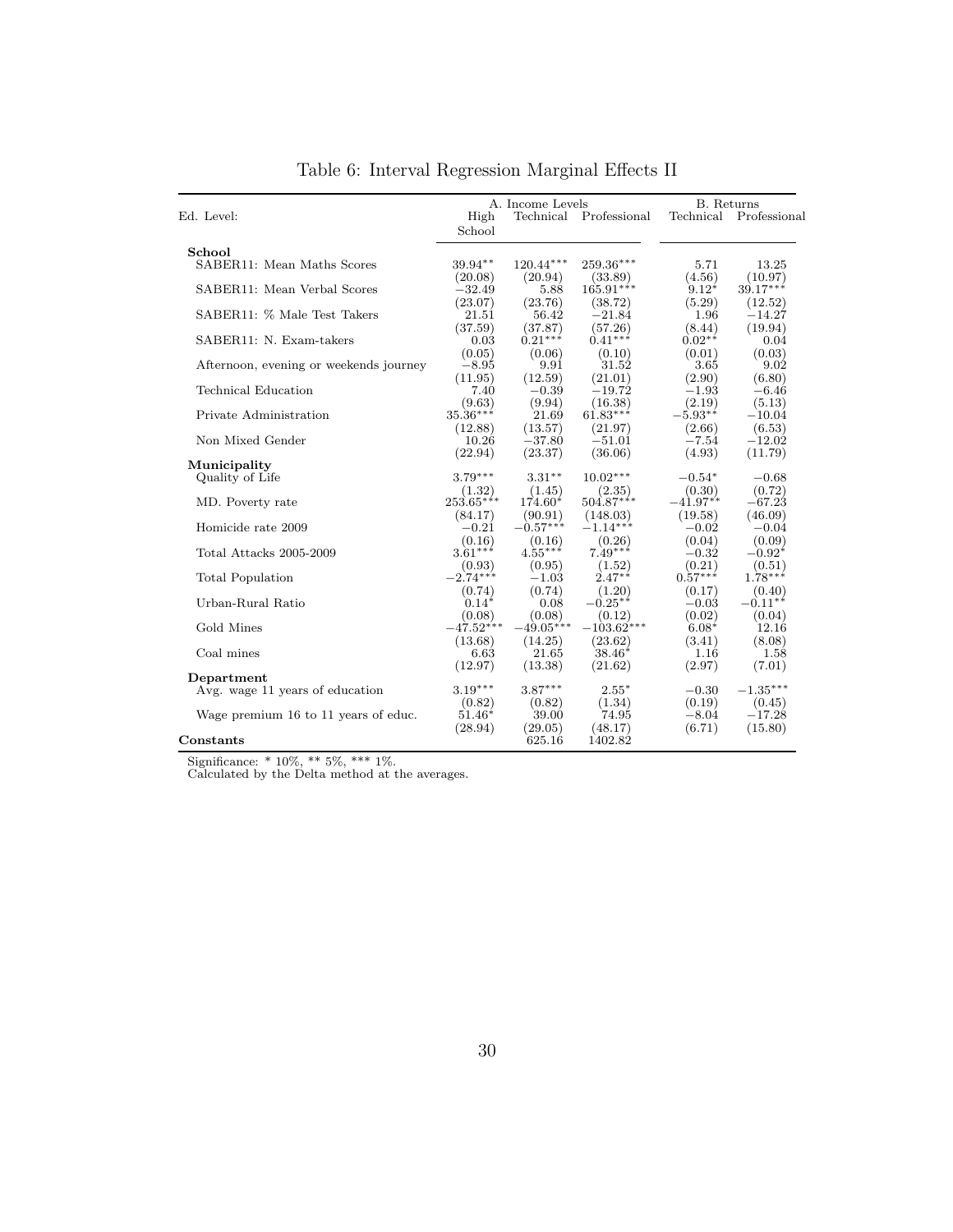# Table 6: Interval Regression Marginal Effects II

| Ed. Level: | A. Income Levels High School | Technical | Professional | B. Returns Technical | Professional |
|---|---|---|---|---|---|
| **School** | | | | | |
| SABER11: Mean Maths Scores | 39.94** | 120.44*** | 259.36*** | 5.71 | 13.25 |
| | (20.08) | (20.94) | (33.89) | (4.56) | (10.97) |
| SABER11: Mean Verbal Scores | −32.49 | 5.88 | 165.91*** | 9.12* | 39.17*** |
| | (23.07) | (23.76) | (38.72) | (5.29) | (12.52) |
| SABER11: % Male Test Takers | 21.51 | 56.42 | −21.84 | 1.96 | −14.27 |
| | (37.59) | (37.87) | (57.26) | (8.44) | (19.94) |
| SABER11: N. Exam-takers | 0.03 | 0.21*** | 0.41*** | 0.02** | 0.04 |
| | (0.05) | (0.06) | (0.10) | (0.01) | (0.03) |
| Afternoon, evening or weekends journey | −8.95 | 9.91 | 31.52 | 3.65 | 9.02 |
| | (11.95) | (12.59) | (21.01) | (2.90) | (6.80) |
| Technical Education | 7.40 | −0.39 | −19.72 | −1.93 | −6.46 |
| | (9.63) | (9.94) | (16.38) | (2.19) | (5.13) |
| Private Administration | 35.36*** | 21.69 | 61.83*** | −5.93** | −10.04 |
| | (12.88) | (13.57) | (21.97) | (2.66) | (6.53) |
| Non Mixed Gender | 10.26 | −37.80 | −51.01 | −7.54 | −12.02 |
| | (22.94) | (23.37) | (36.06) | (4.93) | (11.79) |
| **Municipality** | | | | | |
| Quality of Life | 3.79*** | 3.31** | 10.02*** | −0.54* | −0.68 |
| | (1.32) | (1.45) | (2.35) | (0.30) | (0.72) |
| MD. Poverty rate | 253.65*** | 174.60* | 504.87*** | −41.97** | −67.23 |
| | (84.17) | (90.91) | (148.03) | (19.58) | (46.09) |
| Homicide rate 2009 | −0.21 | −0.57*** | −1.14*** | −0.02 | −0.04 |
| | (0.16) | (0.16) | (0.26) | (0.04) | (0.09) |
| Total Attacks 2005-2009 | 3.61*** | 4.55*** | 7.49*** | −0.32 | −0.92* |
| | (0.93) | (0.95) | (1.52) | (0.21) | (0.51) |
| Total Population | −2.74*** | −1.03 | 2.47** | 0.57*** | 1.78*** |
| | (0.74) | (0.74) | (1.20) | (0.17) | (0.40) |
| Urban-Rural Ratio | 0.14* | 0.08 | −0.25** | −0.03 | −0.11** |
| | (0.08) | (0.08) | (0.12) | (0.02) | (0.04) |
| Gold Mines | −47.52*** | −49.05*** | −103.62*** | 6.08* | 12.16 |
| | (13.68) | (14.25) | (23.62) | (3.41) | (8.08) |
| Coal mines | 6.63 | 21.65 | 38.46* | 1.16 | 1.58 |
| | (12.97) | (13.38) | (21.62) | (2.97) | (7.01) |
| **Department** | | | | | |
| Avg. wage 11 years of education | 3.19*** | 3.87*** | 2.55* | −0.30 | −1.35*** |
| | (0.82) | (0.82) | (1.34) | (0.19) | (0.45) |
| Wage premium 16 to 11 years of educ. | 51.46* | 39.00 | 74.95 | −8.04 | −17.28 |
| | (28.94) | (29.05) | (48.17) | (6.71) | (15.80) |
| **Constants** | | 625.16 | 1402.82 | | |

Significance: * 10%, ** 5%, *** 1%.
Calculated by the Delta method at the averages.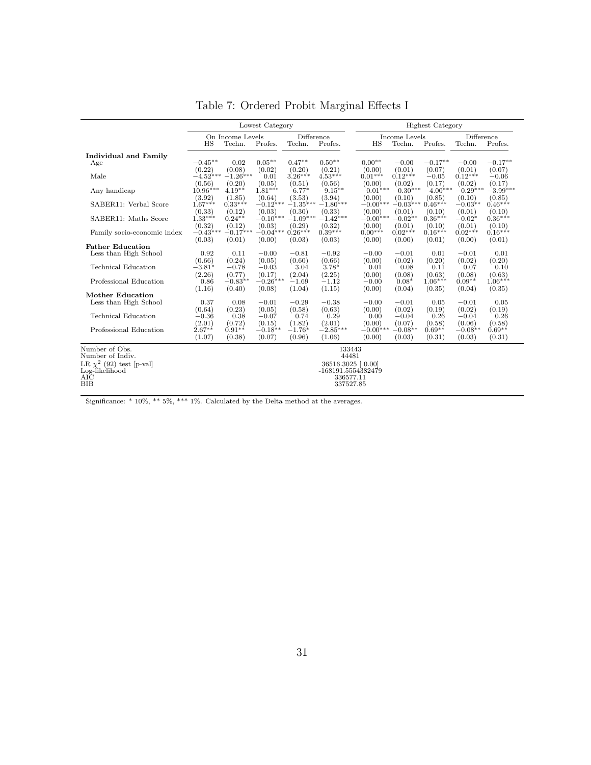# Table 7: Ordered Probit Marginal Effects I

| | Lowest Category | | | | | Highest Category | | | | |
|---|---|---|---|---|---|---|---|---|---|---|
| | On Income Levels | | | Difference | | Income Levels | | | Difference | |
| | HS | Techn. | Profes. | Techn. | Profes. | HS | Techn. | Profes. | Techn. | Profes. |
| **Individual and Family** | | | | | | | | | | |
| Age | $-0.45^{**}$ | 0.02 | $0.05^{**}$ | $0.47^{**}$ | $0.50^{**}$ | $0.00^{**}$ | $-0.00$ | $-0.17^{**}$ | $-0.00$ | $-0.17^{**}$ |
| | (0.22) | (0.08) | (0.02) | (0.20) | (0.21) | (0.00) | (0.01) | (0.07) | (0.01) | (0.07) |
| Male | $-4.52^{***}$ | $-1.26^{***}$ | 0.01 | $3.26^{***}$ | $4.53^{***}$ | $0.01^{***}$ | $0.12^{***}$ | $-0.05$ | $0.12^{***}$ | $-0.06$ |
| | (0.56) | (0.20) | (0.05) | (0.51) | (0.56) | (0.00) | (0.02) | (0.17) | (0.02) | (0.17) |
| Any handicap | $10.96^{***}$ | $4.19^{**}$ | $1.81^{***}$ | $-6.77^{*}$ | $-9.15^{**}$ | $-0.01^{***}$ | $-0.30^{***}$ | $-4.00^{***}$ | $-0.29^{***}$ | $-3.99^{***}$ |
| | (3.92) | (1.85) | (0.64) | (3.53) | (3.94) | (0.00) | (0.10) | (0.85) | (0.10) | (0.85) |
| SABER11: Verbal Score | $1.67^{***}$ | $0.33^{***}$ | $-0.12^{***}$ | $-1.35^{***}$ | $-1.80^{***}$ | $-0.00^{***}$ | $-0.03^{***}$ | $0.46^{***}$ | $-0.03^{**}$ | $0.46^{***}$ |
| | (0.33) | (0.12) | (0.03) | (0.30) | (0.33) | (0.00) | (0.01) | (0.10) | (0.01) | (0.10) |
| SABER11: Maths Score | $1.33^{***}$ | $0.24^{**}$ | $-0.10^{***}$ | $-1.09^{***}$ | $-1.42^{***}$ | $-0.00^{***}$ | $-0.02^{**}$ | $0.36^{***}$ | $-0.02^{*}$ | $0.36^{***}$ |
| | (0.32) | (0.12) | (0.03) | (0.29) | (0.32) | (0.00) | (0.01) | (0.10) | (0.01) | (0.10) |
| Family socio-economic index | $-0.43^{***}$ | $-0.17^{***}$ | $-0.04^{***}$ | $0.26^{***}$ | $0.39^{***}$ | $0.00^{***}$ | $0.02^{***}$ | $0.16^{***}$ | $0.02^{***}$ | $0.16^{***}$ |
| | (0.03) | (0.01) | (0.00) | (0.03) | (0.03) | (0.00) | (0.00) | (0.01) | (0.00) | (0.01) |
| **Father Education** | | | | | | | | | | |
| Less than High School | 0.92 | 0.11 | $-0.00$ | $-0.81$ | $-0.92$ | $-0.00$ | $-0.01$ | 0.01 | $-0.01$ | 0.01 |
| | (0.66) | (0.24) | (0.05) | (0.60) | (0.66) | (0.00) | (0.02) | (0.20) | (0.02) | (0.20) |
| Technical Education | $-3.81^{*}$ | $-0.78$ | $-0.03$ | 3.04 | $3.78^{*}$ | 0.01 | 0.08 | 0.11 | 0.07 | 0.10 |
| | (2.26) | (0.77) | (0.17) | (2.04) | (2.25) | (0.00) | (0.08) | (0.63) | (0.08) | (0.63) |
| Professional Education | 0.86 | $-0.83^{**}$ | $-0.26^{***}$ | $-1.69$ | $-1.12$ | $-0.00$ | $0.08^{*}$ | $1.06^{***}$ | $0.09^{**}$ | $1.06^{***}$ |
| | (1.16) | (0.40) | (0.08) | (1.04) | (1.15) | (0.00) | (0.04) | (0.35) | (0.04) | (0.35) |
| **Mother Education** | | | | | | | | | | |
| Less than High School | 0.37 | 0.08 | $-0.01$ | $-0.29$ | $-0.38$ | $-0.00$ | $-0.01$ | 0.05 | $-0.01$ | 0.05 |
| | (0.64) | (0.23) | (0.05) | (0.58) | (0.63) | (0.00) | (0.02) | (0.19) | (0.02) | (0.19) |
| Technical Education | $-0.36$ | 0.38 | $-0.07$ | 0.74 | 0.29 | 0.00 | $-0.04$ | 0.26 | $-0.04$ | 0.26 |
| | (2.01) | (0.72) | (0.15) | (1.82) | (2.01) | (0.00) | (0.07) | (0.58) | (0.06) | (0.58) |
| Professional Education | $2.67^{**}$ | $0.91^{**}$ | $-0.18^{**}$ | $-1.76^{*}$ | $-2.85^{***}$ | $-0.00^{***}$ | $-0.08^{**}$ | $0.69^{**}$ | $-0.08^{**}$ | $0.69^{**}$ |
| | (1.07) | (0.38) | (0.07) | (0.96) | (1.06) | (0.00) | (0.03) | (0.31) | (0.03) | (0.31) |
| Number of Obs. | 133443 | | | | | | | | | |
| Number of Indiv. | 44481 | | | | | | | | | |
| LR $\chi^2$ (92) test [p-val] | 36516.3025 [ 0.00] | | | | | | | | | |
| Log-likelihood | -168191.5554382479 | | | | | | | | | |
| AIC | 336577.11 | | | | | | | | | |
| BIB | 337527.85 | | | | | | | | | |

Significance: * 10%, ** 5%, *** 1%. Calculated by the Delta method at the averages.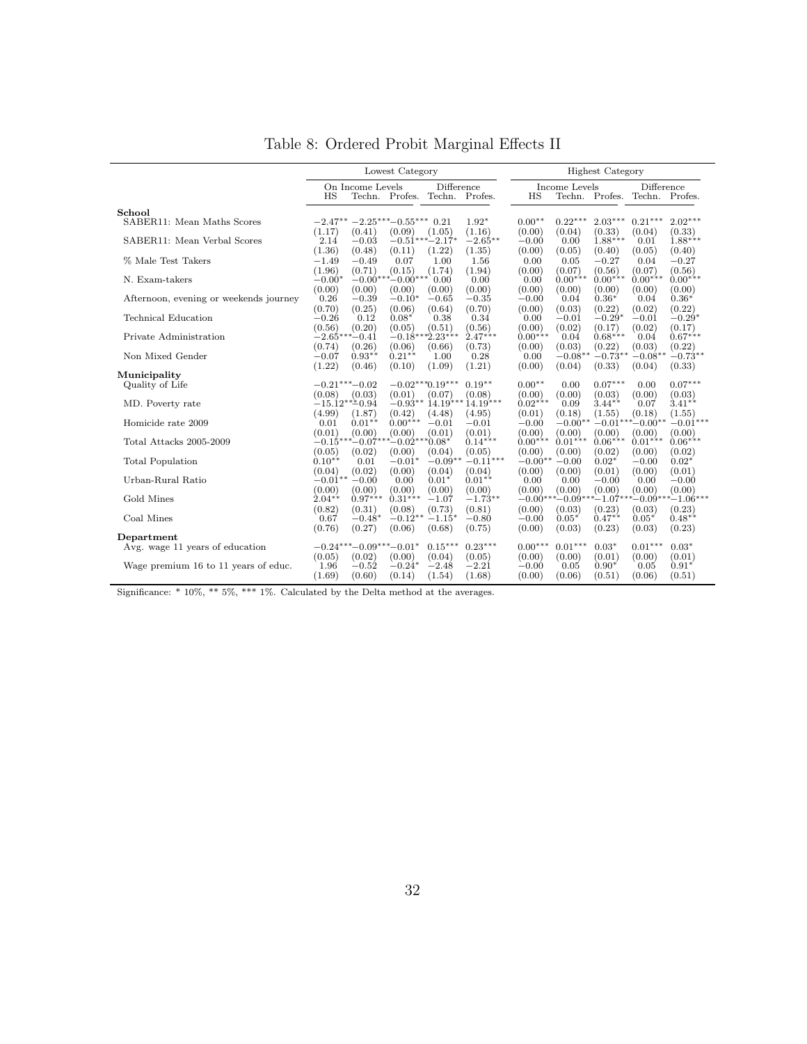# Table 8: Ordered Probit Marginal Effects II

| | Lowest Category | | | | | Highest Category | | | | |
|---|---|---|---|---|---|---|---|---|---|---|
| | On Income Levels | | | Difference | | Income Levels | | | Difference | |
| | HS | Techn. | Profes. | Techn. | Profes. | HS | Techn. | Profes. | Techn. | Profes. |
| **School** | | | | | | | | | | |
| SABER11: Mean Maths Scores | −2.47** | −2.25*** | −0.55*** | 0.21 | 1.92* | 0.00** | 0.22*** | 2.03*** | 0.21*** | 2.02*** |
| | (1.17) | (0.41) | (0.09) | (1.05) | (1.16) | (0.00) | (0.04) | (0.33) | (0.04) | (0.33) |
| SABER11: Mean Verbal Scores | 2.14 | −0.03 | −0.51*** | −2.17* | −2.65** | −0.00 | 0.00 | 1.88*** | 0.01 | 1.88*** |
| | (1.36) | (0.48) | (0.11) | (1.22) | (1.35) | (0.00) | (0.05) | (0.40) | (0.05) | (0.40) |
| % Male Test Takers | −1.49 | −0.49 | 0.07 | 1.00 | 1.56 | 0.00 | 0.05 | −0.27 | 0.04 | −0.27 |
| | (1.96) | (0.71) | (0.15) | (1.74) | (1.94) | (0.00) | (0.07) | (0.56) | (0.07) | (0.56) |
| N. Exam-takers | −0.00* | −0.00*** | −0.00*** | 0.00 | 0.00 | 0.00 | 0.00*** | 0.00*** | 0.00*** | 0.00*** |
| | (0.00) | (0.00) | (0.00) | (0.00) | (0.00) | (0.00) | (0.00) | (0.00) | (0.00) | (0.00) |
| Afternoon, evening or weekends journey | 0.26 | −0.39 | −0.10* | −0.65 | −0.35 | −0.00 | 0.04 | 0.36* | 0.04 | 0.36* |
| | (0.70) | (0.25) | (0.06) | (0.64) | (0.70) | (0.00) | (0.03) | (0.22) | (0.02) | (0.22) |
| Technical Education | −0.26 | 0.12 | 0.08* | 0.38 | 0.34 | 0.00 | −0.01 | −0.29* | −0.01 | −0.29* |
| | (0.56) | (0.20) | (0.05) | (0.51) | (0.56) | (0.00) | (0.02) | (0.17) | (0.02) | (0.17) |
| Private Administration | −2.65*** | −0.41 | −0.18*** | 2.23*** | 2.47*** | 0.00*** | 0.04 | 0.68*** | 0.04 | 0.67*** |
| | (0.74) | (0.26) | (0.06) | (0.66) | (0.73) | (0.00) | (0.03) | (0.22) | (0.03) | (0.22) |
| Non Mixed Gender | −0.07 | 0.93** | 0.21** | 1.00 | 0.28 | 0.00 | −0.08** | −0.73** | −0.08** | −0.73** |
| | (1.22) | (0.46) | (0.10) | (1.09) | (1.21) | (0.00) | (0.04) | (0.33) | (0.04) | (0.33) |
| **Municipality** | | | | | | | | | | |
| Quality of Life | −0.21*** | −0.02 | −0.02*** | 0.19*** | 0.19** | 0.00** | 0.00 | 0.07*** | 0.00 | 0.07*** |
| | (0.08) | (0.03) | (0.01) | (0.07) | (0.08) | (0.00) | (0.00) | (0.03) | (0.00) | (0.03) |
| MD. Poverty rate | −15.12*** | −0.94 | −0.93** | 14.19*** | 14.19*** | 0.02*** | 0.09 | 3.44** | 0.07 | 3.41** |
| | (4.99) | (1.87) | (0.42) | (4.48) | (4.95) | (0.01) | (0.18) | (1.55) | (0.18) | (1.55) |
| Homicide rate 2009 | 0.01 | 0.01** | 0.00*** | −0.01 | −0.01 | −0.00 | −0.00** | −0.01*** | −0.00** | −0.01*** |
| | (0.01) | (0.00) | (0.00) | (0.01) | (0.01) | (0.00) | (0.00) | (0.00) | (0.00) | (0.00) |
| Total Attacks 2005-2009 | −0.15*** | −0.07*** | −0.02*** | 0.08* | 0.14*** | 0.00*** | 0.01*** | 0.06*** | 0.01*** | 0.06*** |
| | (0.05) | (0.02) | (0.00) | (0.04) | (0.05) | (0.00) | (0.00) | (0.02) | (0.00) | (0.02) |
| Total Population | 0.10** | 0.01 | −0.01* | −0.09** | −0.11*** | −0.00** | −0.00 | 0.02* | −0.00 | 0.02* |
| | (0.04) | (0.02) | (0.00) | (0.04) | (0.04) | (0.00) | (0.00) | (0.01) | (0.00) | (0.01) |
| Urban-Rural Ratio | −0.01** | −0.00 | 0.00 | 0.01* | 0.01** | 0.00 | 0.00 | −0.00 | 0.00 | −0.00 |
| | (0.00) | (0.00) | (0.00) | (0.00) | (0.00) | (0.00) | (0.00) | (0.00) | (0.00) | (0.00) |
| Gold Mines | 2.04** | 0.97*** | 0.31*** | −1.07 | −1.73** | −0.00*** | −0.09*** | −1.07*** | −0.09*** | −1.06*** |
| | (0.82) | (0.31) | (0.08) | (0.73) | (0.81) | (0.00) | (0.03) | (0.23) | (0.03) | (0.23) |
| Coal Mines | 0.67 | −0.48* | −0.12** | −1.15* | −0.80 | −0.00 | 0.05* | 0.47** | 0.05* | 0.48** |
| | (0.76) | (0.27) | (0.06) | (0.68) | (0.75) | (0.00) | (0.03) | (0.23) | (0.03) | (0.23) |
| **Department** | | | | | | | | | | |
| Avg. wage 11 years of education | −0.24*** | −0.09*** | −0.01* | 0.15*** | 0.23*** | 0.00*** | 0.01*** | 0.03* | 0.01*** | 0.03* |
| | (0.05) | (0.02) | (0.00) | (0.04) | (0.05) | (0.00) | (0.00) | (0.01) | (0.00) | (0.01) |
| Wage premium 16 to 11 years of educ. | 1.96 | −0.52 | −0.24* | −2.48 | −2.21 | −0.00 | 0.05 | 0.90* | 0.05 | 0.91* |
| | (1.69) | (0.60) | (0.14) | (1.54) | (1.68) | (0.00) | (0.06) | (0.51) | (0.06) | (0.51) |

Significance: * 10%, ** 5%, *** 1%. Calculated by the Delta method at the averages.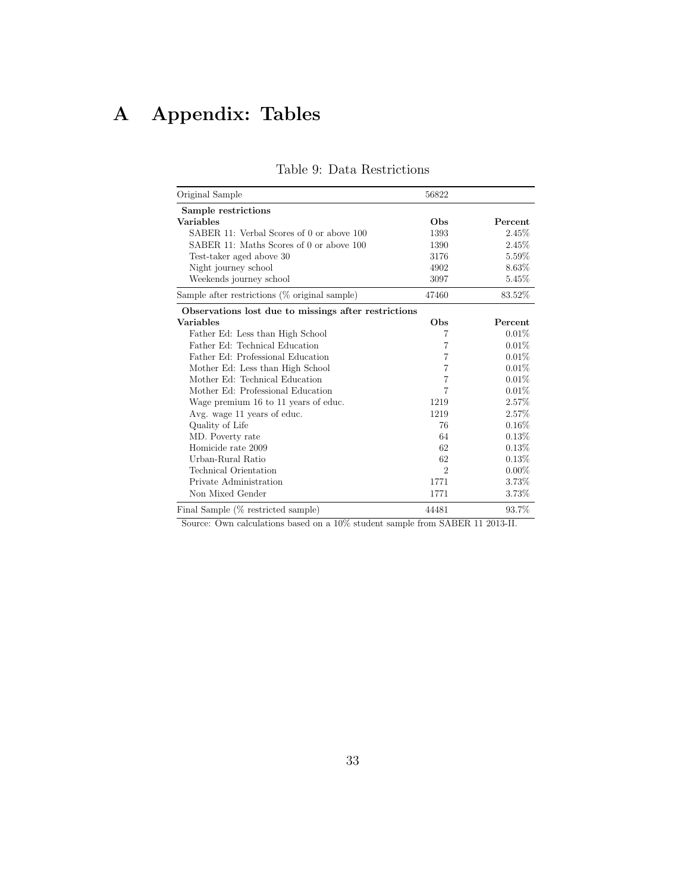# A Appendix: Tables

Table 9: Data Restrictions

| Original Sample | 56822 | |
|---|---|---|
| **Sample restrictions** | | |
| **Variables** | **Obs** | **Percent** |
| SABER 11: Verbal Scores of 0 or above 100 | 1393 | 2.45% |
| SABER 11: Maths Scores of 0 or above 100 | 1390 | 2.45% |
| Test-taker aged above 30 | 3176 | 5.59% |
| Night journey school | 4902 | 8.63% |
| Weekends journey school | 3097 | 5.45% |
| Sample after restrictions (% original sample) | 47460 | 83.52% |
| **Observations lost due to missings after restrictions** | | |
| **Variables** | **Obs** | **Percent** |
| Father Ed: Less than High School | 7 | 0.01% |
| Father Ed: Technical Education | 7 | 0.01% |
| Father Ed: Professional Education | 7 | 0.01% |
| Mother Ed: Less than High School | 7 | 0.01% |
| Mother Ed: Technical Education | 7 | 0.01% |
| Mother Ed: Professional Education | 7 | 0.01% |
| Wage premium 16 to 11 years of educ. | 1219 | 2.57% |
| Avg. wage 11 years of educ. | 1219 | 2.57% |
| Quality of Life | 76 | 0.16% |
| MD. Poverty rate | 64 | 0.13% |
| Homicide rate 2009 | 62 | 0.13% |
| Urban-Rural Ratio | 62 | 0.13% |
| Technical Orientation | 2 | 0.00% |
| Private Administration | 1771 | 3.73% |
| Non Mixed Gender | 1771 | 3.73% |
| Final Sample (% restricted sample) | 44481 | 93.7% |

Source: Own calculations based on a 10% student sample from SABER 11 2013-II.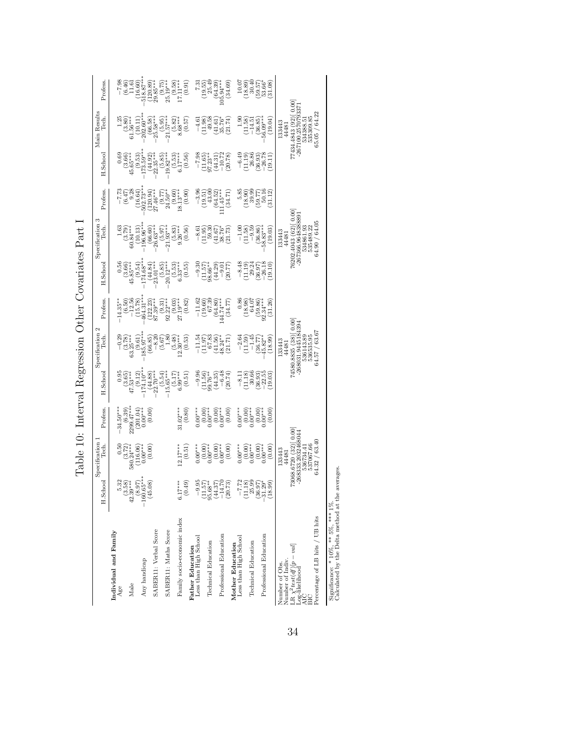# Table 10: Interval Regression Other Covariates Part I

| | Specification 1 | | | Specification 2 | | | Specification 3 | | | Main Results | | |
|---|---|---|---|---|---|---|---|---|---|---|---|---|
| | H.School | Tech. | Profess. | H.School | Tech. | Profess. | H.School | Tech. | Profess. | H.School | Tech. | Profess. |
| **Individual and Family** | | | | | | | | | | | | |
| Age | 5.32 | 0.50 | −34.50*** | 0.95 | −0.29 | −14.35** | 0.56 | 1.63 | −7.73 | 0.69 | 1.25 | −7.98 |
| | (3.58) | (3.72) | (6.39) | (3.65) | (3.78) | (6.50) | (3.66) | (3.79) | (6.47) | (3.66) | (3.80) | (6.46) |
| Male | 42.39*** | 580.24*** | 2299.47*** | 47.53*** | 63.35*** | −12.56 | 45.85*** | 60.84*** | 9.28 | 45.65*** | 61.56*** | 11.61 |
| | (8.97) | (116.06) | (201.04) | (9.12) | (9.61) | (15.78) | (9.54) | (10.13) | (16.64) | (9.53) | (10.11) | (16.60) |
| Any handicap | −160.65*** | 0.00*** | 0.00*** | −174.10*** | −185.97*** | −464.31*** | −174.68*** | −196.96*** | −502.73*** | −173.59*** | −202.60*** | −518.87*** |
| | (45.08) | (0.00) | (0.00) | (44.88) | (66.85) | (122.23) | (44.84) | (66.60) | (120.94) | (44.92) | (66.58) | (120.89) |
| SABER11: Verbal Score | | | | −22.70*** | −8.20 | 87.39*** | −23.01*** | −26.63*** | 27.46*** | −22.35*** | −25.58*** | 29.85*** |
| | | | | (5.54) | (5.67) | (9.31) | (5.85) | (5.97) | (9.77) | (5.85) | (5.95) | (9.75) |
| SABER11: Maths Score | | | | −15.65*** | 1.80 | 92.22*** | −20.12*** | −21.93*** | 24.50** | −19.82*** | −21.57*** | 25.19*** |
| | | | | (5.17) | (5.48) | (9.03) | (5.53) | (5.83) | (9.60) | (5.53) | (5.82) | (9.58) |
| Family socio-economic index | 6.17*** | 12.17*** | 31.02*** | 6.99*** | 12.30*** | 27.19*** | 6.33*** | 9.26*** | 18.13*** | 6.17*** | 8.68*** | 17.11*** |
| | (0.49) | (0.51) | (0.80) | (0.51) | (0.53) | (0.82) | (0.55) | (0.56) | (0.90) | (0.56) | (0.57) | (0.91) |
| **Father Education** | | | | | | | | | | | | |
| Less than High School | −9.95 | 0.00*** | 0.00*** | −9.96 | −11.54 | −11.62 | −9.30 | −8.61 | −3.96 | −7.98 | −4.61 | 7.31 |
| | (11.57) | (0.00) | (0.00) | (11.56) | (11.97) | (19.60) | (11.57) | (11.95) | (19.51) | (11.65) | (11.98) | (19.55) |
| Technical Education | 95.68** | 0.00*** | 0.00*** | 99.76** | 67.83 | 67.39 | 98.66** | 59.30 | 43.00 | 97.23** | 49.58 | 25.49 |
| | (44.37) | (0.00) | (0.00) | (44.35) | (41.56) | (64.80) | (44.29) | (41.67) | (64.52) | (44.31) | (41.61) | (64.39) |
| Professional Education | −14.70 | 0.00*** | 0.00*** | −6.48 | 48.24** | 144.74*** | −9.01 | 38.76* | 111.45*** | −10.72 | 35.76* | 105.94*** |
| | (20.73) | (0.00) | (0.00) | (20.74) | (21.71) | (34.77) | (20.77) | (21.73) | (34.71) | (20.78) | (21.74) | (34.69) |
| **Mother Education** | | | | | | | | | | | | |
| Less than High School | −7.72 | 0.00*** | 0.00*** | −8.11 | −2.64 | 0.86 | −8.48 | −1.00 | 5.85 | −6.49 | 1.90 | 10.07 |
| | (11.18) | (0.00) | (0.00) | (11.18) | (11.59) | (18.98) | (11.19) | (11.58) | (18.90) | (11.19) | (11.58) | (18.89) |
| Technical Education | 25.99 | 0.00*** | 0.00*** | 30.66 | −1.45 | 64.07 | 29.24 | −9.59 | 39.99 | 26.86 | −14.51 | 30.40 |
| | (36.97) | (0.00) | (0.00) | (36.93) | (36.77) | (59.86) | (36.97) | (36.86) | (59.77) | (36.93) | (36.85) | (59.57) |
| Professional Education | −31.29* | 0.00*** | 0.00*** | −22.55 | −45.82** | 92.34*** | −26.18 | −58.83*** | 50.16 | −26.78 | −56.09*** | 53.66* |
| | (18.99) | (0.00) | (0.00) | (19.03) | (18.99) | (31.26) | (19.10) | (19.03) | (31.12) | (19.11) | (19.04) | (31.08) |
| Number of Obs. | | 133443 | | | 133443 | | | 133443 | | | 133443 | |
| Number of Indiv. | | 44481 | | | 44481 | | | 44481 | | | 44481 | |
| LR $\chi^2 test(df)[p-val]$ | | 73068.6720 (32)[ 0.00] | | | 74580.8835 (38)[ 0.00] | | | 76202.4043 (62)[ 0.00] | | | 77434.4843 (92)[ 0.00] | |
| Log-likelihood | | -268333.2032468044 | | | -268031.9445184394 | | | -267366.9636888891 | | | -267100.2570793371 | |
| AIC | | 536734.41 | | | 536143.89 | | | 534861.93 | | | 534388.51 | |
| BIC | | 537067.66 | | | 536535.95 | | | 535489.22 | | | 535309.85 | |
| Percentage of LB hits / UB hits | | 64.32 / 63.40 | | | 64.57 / 63.67 | | | 64.90 / 64.05 | | | 65.05 / 64.22 | |

Significance: * 10%, ** 5%, *** 1%.
Calculated by the Delta method at the averages.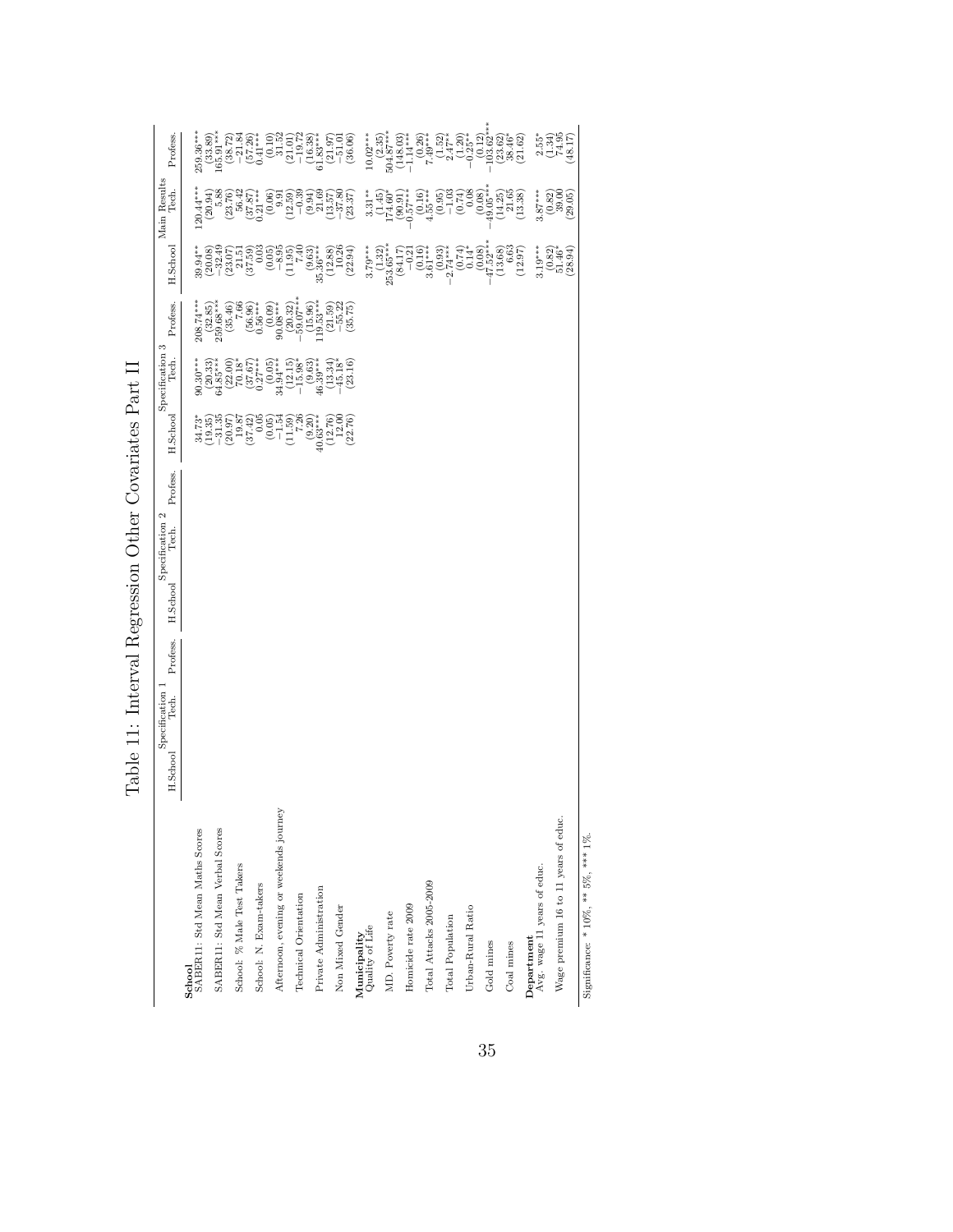# Table 11: Interval Regression Other Covariates Part II

| | Specification 1 | | | Specification 2 | | | Specification 3 | | | Main Results | | |
|---|---|---|---|---|---|---|---|---|---|---|---|---|
| | H.School | Tech. | Profess. | H.School | Tech. | Profess. | H.School | Tech. | Profess. | H.School | Tech. | Profess. |
| **School** | | | | | | | | | | | | |
| SABER11: Std Mean Maths Scores | | | | | | | 34.73* | 90.30*** | 208.74*** | 39.94** | 120.44*** | 259.36*** |
| | | | | | | | (19.35) | (20.33) | (32.85) | (20.08) | (20.94) | (33.89) |
| SABER11: Std Mean Verbal Scores | | | | | | | −31.35 | 64.85*** | 259.68*** | −32.49 | 5.88 | 165.91*** |
| | | | | | | | (20.97) | (22.00) | (35.46) | (23.07) | (23.76) | (38.72) |
| School: % Male Test Takers | | | | | | | 19.87 | 70.18* | 7.66 | 21.51 | 56.42 | −21.84 |
| | | | | | | | (37.42) | (37.67) | (56.96) | (37.59) | (37.87) | (57.26) |
| School: N. Exam-takers | | | | | | | 0.05 | 0.27*** | 0.56*** | 0.03 | 0.21*** | 0.41*** |
| | | | | | | | (0.05) | (0.05) | (0.09) | (0.05) | (0.06) | (0.10) |
| Afternoon, evening or weekends journey | | | | | | | −1.54 | 34.94*** | 90.08*** | −8.95 | 9.91 | 31.52 |
| | | | | | | | (11.59) | (12.15) | (20.32) | (11.95) | (12.59) | (21.01) |
| Technical Orientation | | | | | | | 7.26 | −15.98* | −59.07*** | 7.40 | −0.39 | −19.72 |
| | | | | | | | (9.20) | (9.63) | (15.96) | (9.63) | (9.94) | (16.38) |
| Private Administration | | | | | | | 40.63*** | 46.39*** | 119.53*** | 35.36*** | 21.69 | 61.83*** |
| | | | | | | | (12.76) | (13.34) | (21.59) | (12.88) | (13.57) | (21.97) |
| Non Mixed Gender | | | | | | | 12.00 | −45.18* | −55.22 | 10.26 | −37.80 | −51.01 |
| | | | | | | | (22.76) | (23.16) | (35.75) | (22.94) | (23.37) | (36.06) |
| **Municipality** | | | | | | | | | | | | |
| Quality of Life | | | | | | | | | | 3.79*** | 3.31** | 10.02*** |
| | | | | | | | | | | (1.32) | (1.45) | (2.35) |
| MD. Poverty rate | | | | | | | | | | 253.65*** | 174.60* | 504.87*** |
| | | | | | | | | | | (84.17) | (90.91) | (148.03) |
| Homicide rate 2009 | | | | | | | | | | −0.21 | −0.57*** | −1.14*** |
| | | | | | | | | | | (0.16) | (0.16) | (0.26) |
| Total Attacks 2005-2009 | | | | | | | | | | 3.61*** | 4.55*** | 7.49*** |
| | | | | | | | | | | (0.93) | (0.95) | (1.52) |
| Total Population | | | | | | | | | | −2.74*** | −1.03 | 2.47** |
| | | | | | | | | | | (0.74) | (0.74) | (1.20) |
| Urban-Rural Ratio | | | | | | | | | | 0.14* | 0.08 | −0.25** |
| | | | | | | | | | | (0.08) | (0.08) | (0.12) |
| Gold mines | | | | | | | | | | −47.52*** | −49.05*** | −103.62*** |
| | | | | | | | | | | (13.68) | (14.25) | (23.62) |
| Coal mines | | | | | | | | | | 6.63 | 21.65 | 38.46* |
| | | | | | | | | | | (12.97) | (13.38) | (21.62) |
| **Department** | | | | | | | | | | | | |
| Avg. wage 11 years of educ. | | | | | | | | | | 3.19*** | 3.87*** | 2.55* |
| | | | | | | | | | | (0.82) | (0.82) | (1.34) |
| Wage premium 16 to 11 years of educ. | | | | | | | | | | 51.46* | 39.00 | 74.95 |
| | | | | | | | | | | (28.94) | (29.05) | (48.17) |

Significance: * 10%, ** 5%, *** 1%.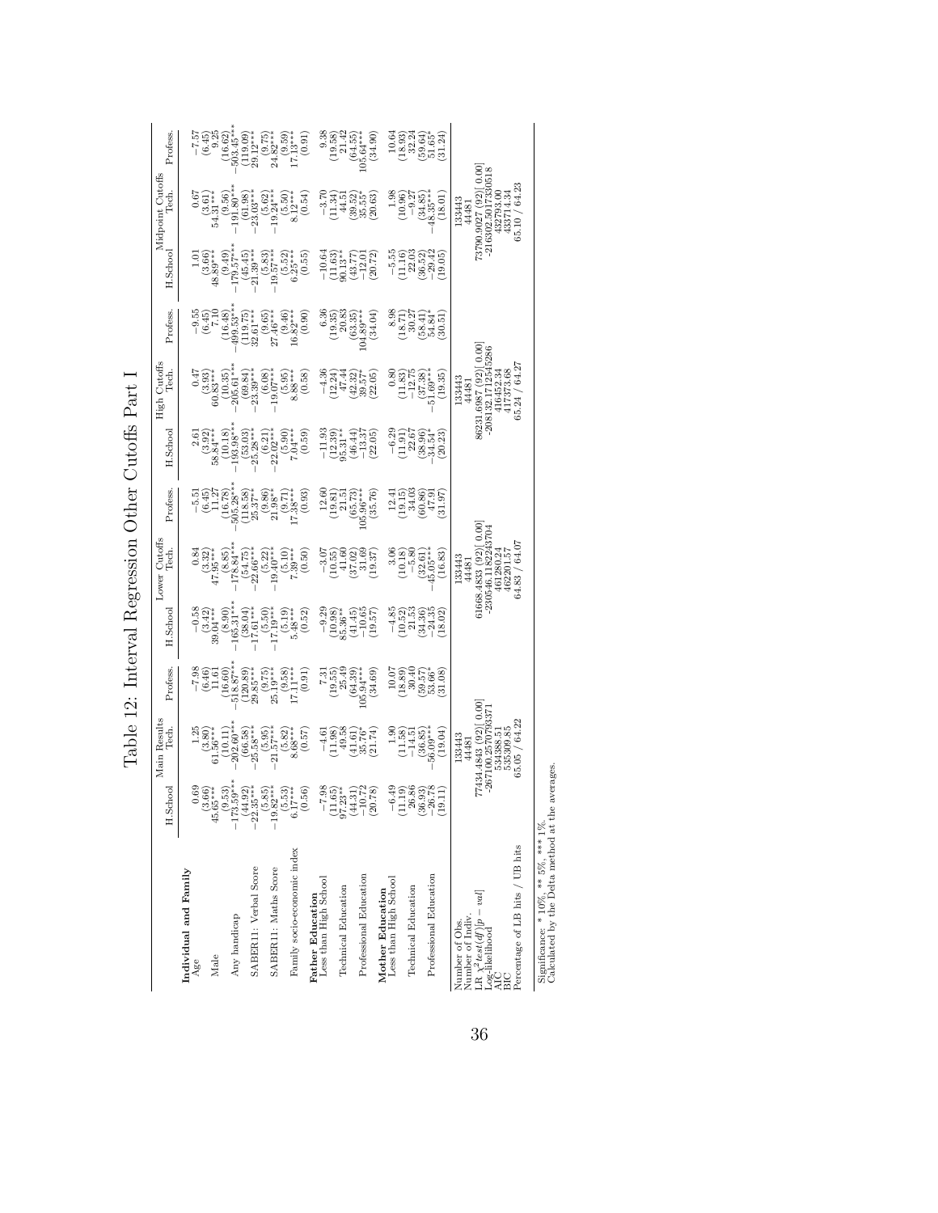# Table 12: Interval Regression Other Cutoffs Part I

| | Main Results | | | Lower Cutoffs | | | High Cutoffs | | | Midpoint Cutoffs | | |
|---|---|---|---|---|---|---|---|---|---|---|---|---|
| | H.School | Tech. | Profess. | H.School | Tech. | Profess. | H.School | Tech. | Profess. | H.School | Tech. | Profess. |
| **Individual and Family** | | | | | | | | | | | | |
| Age | 0.69 | 1.25 | −7.98 | −0.58 | 0.84 | −5.51 | 2.61 | 0.47 | −9.55 | 1.01 | 0.67 | −7.57 |
| | (3.66) | (3.80) | (6.46) | (3.42) | (3.32) | (6.45) | (3.92) | (3.93) | (6.45) | (3.66) | (3.61) | (6.45) |
| Male | 45.65*** | 61.56*** | 11.61 | 39.04*** | 47.95*** | 11.27 | 58.84*** | 60.83*** | 7.10 | 48.89*** | 54.31*** | 9.25 |
| | (9.53) | (10.11) | (16.60) | (8.90) | (8.85) | (16.78) | (10.18) | (10.35) | (16.48) | (9.49) | (9.56) | (16.62) |
| Any handicap | −173.59*** | −202.60*** | −518.87*** | −165.31*** | −178.84*** | −505.28*** | −193.98*** | −205.61*** | −499.53*** | −179.57*** | −191.80*** | −503.45*** |
| | (44.92) | (66.58) | (120.89) | (38.04) | (54.75) | (118.58) | (53.03) | (69.84) | (119.75) | (45.45) | (61.98) | (119.09) |
| SABER11: Verbal Score | −22.35*** | −25.58*** | 29.85*** | −17.61*** | −22.66*** | 25.37** | −25.28*** | −23.39*** | 32.61*** | −21.39*** | −23.03*** | 29.12*** |
| | (5.85) | (5.95) | (9.75) | (5.50) | (5.22) | (9.86) | (6.21) | (6.08) | (9.65) | (5.83) | (5.62) | (9.75) |
| SABER11: Maths Score | −19.82*** | −21.57*** | 25.19*** | −17.19*** | −19.40*** | 21.98** | −22.02*** | −19.07*** | 27.46*** | −19.57*** | −19.24*** | 24.82*** |
| | (5.53) | (5.82) | (9.58) | (5.19) | (5.10) | (9.71) | (5.90) | (5.95) | (9.46) | (5.52) | (5.50) | (9.59) |
| Family socio-economic index | 6.17*** | 8.68*** | 17.11*** | 5.48*** | 7.38*** | 17.38*** | 7.04*** | 8.88*** | 16.82*** | 6.25*** | 8.12*** | 17.13*** |
| | (0.56) | (0.57) | (0.91) | (0.52) | (0.50) | (0.93) | (0.59) | (0.58) | (0.90) | (0.55) | (0.54) | (0.91) |
| **Father Education** | | | | | | | | | | | | |
| Less than High School | −7.98 | −4.61 | 7.31 | −9.29 | −3.07 | 12.60 | −11.93 | −4.36 | 6.36 | −10.64 | −3.70 | 9.38 |
| | (11.65) | (11.98) | (19.55) | (10.98) | (10.55) | (19.81) | (12.39) | (12.24) | (19.35) | (11.63) | (11.34) | (19.58) |
| Technical Education | 97.23** | 49.58 | 25.49 | 85.36** | 41.60 | 21.51 | 95.31** | 47.44 | 20.83 | 90.13** | 44.51 | 21.42 |
| | (44.31) | (41.61) | (64.39) | (41.45) | (37.02) | (65.73) | (46.44) | (42.32) | (63.35) | (43.77) | (39.52) | (64.55) |
| Professional Education | −10.72 | 35.76* | 105.94*** | −10.65 | 31.69 | 105.96*** | −13.37 | 39.57* | 104.89*** | −12.01 | 35.55* | 105.64*** |
| | (20.78) | (21.74) | (34.69) | (19.57) | (19.37) | (35.76) | (22.05) | (22.05) | (34.04) | (20.72) | (20.63) | (34.90) |
| **Mother Education** | | | | | | | | | | | | |
| Less than High School | −6.49 | 1.90 | 10.07 | −4.85 | 3.06 | 12.41 | −6.29 | 0.80 | 8.98 | −5.55 | 1.98 | 10.64 |
| | (11.19) | (11.58) | (18.89) | (10.52) | (10.18) | (19.15) | (11.91) | (11.83) | (18.71) | (11.16) | (10.96) | (18.93) |
| Technical Education | 26.86 | −14.51 | 30.40 | 21.53 | −5.80 | 34.03 | 22.67 | −12.75 | 30.27 | 22.03 | −9.27 | 32.24 |
| | (36.93) | (36.85) | (59.57) | (34.36) | (32.61) | (60.86) | (38.96) | (37.38) | (58.41) | (36.52) | (34.85) | (59.64) |
| Professional Education | −26.78 | −56.09*** | 53.66* | −24.35 | −45.05*** | 47.91 | −34.54* | −51.69*** | 54.84* | −29.42 | −48.35*** | 51.65* |
| | (19.11) | (19.04) | (31.08) | (18.02) | (16.83) | (31.97) | (20.23) | (19.35) | (30.51) | (19.05) | (18.01) | (31.24) |
| Number of Obs. | | 133443 | | | 133443 | | | 133443 | | | 133443 | |
| Number of Indiv. | | 44481 | | | 44481 | | | 44481 | | | 44481 | |
| LR $\chi^2 test(df)[p-val]$ | | 77434.4843 (92)[ 0.00] | | | 61668.4833 (92)[ 0.00] | | | 86231.6987 (92)[ 0.00] | | | 73790.9027 (92)[ 0.00] | |
| Log-likelihood | | -267100.2570793371 | | | -230546.1182243704 | | | -208132.1712545286 | | | -216302.5017330518 | |
| AIC | | 534388.51 | | | 461280.24 | | | 416452.34 | | | 432793.00 | |
| BIC | | 535309.85 | | | 462201.57 | | | 417373.68 | | | 433714.34 | |
| Percentage of LB hits / UB hits | | 65.05 / 64.22 | | | 64.83 / 64.07 | | | 65.24 / 64.27 | | | 65.10 / 64.23 | |

Significance: * 10%, ** 5%, *** 1%.
Calculated by the Delta method at the averages.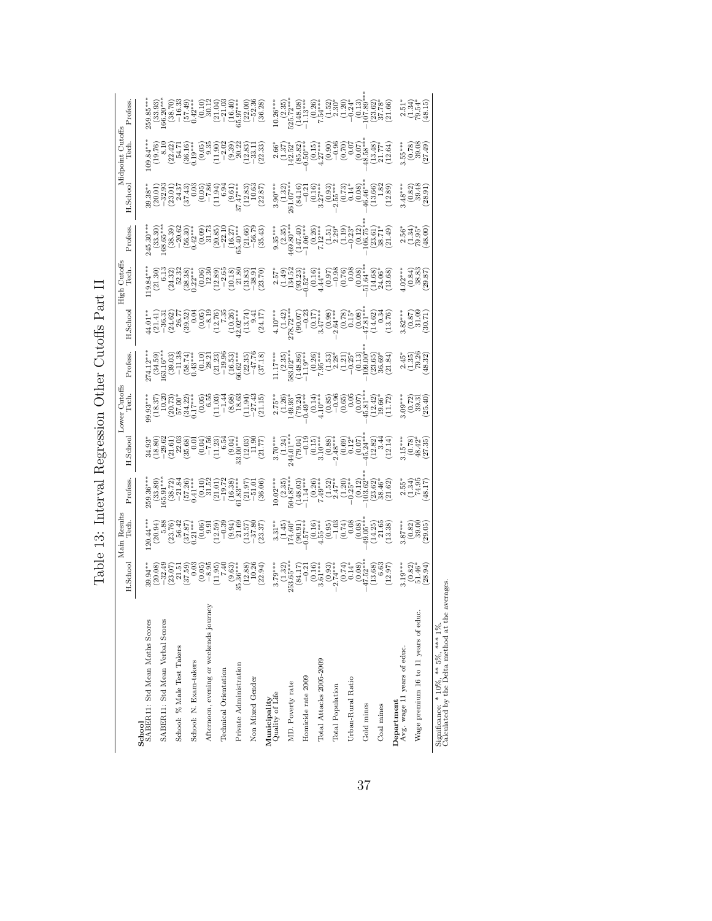# Table 13: Interval Regression Other Cutoffs Part II

| | Main Results | | | Lower Cutoffs | | | High Cutoffs | | | Midpoint Cutoffs | | |
|---|---|---|---|---|---|---|---|---|---|---|---|---|
| | H.School | Tech. | Profess. | H.School | Tech. | Profess. | H.School | Tech. | Profess. | H.School | Tech. | Profess. |
| **School** | | | | | | | | | | | | |
| SABER11: Std Mean Maths Scores | 39.94** | 120.44*** | 259.36*** | 34.93* | 99.93*** | 274.12*** | 44.01** | 119.84*** | 245.30*** | 39.38** | 109.84*** | 259.85*** |
| | (20.08) | (20.94) | (33.89) | (18.80) | (18.37) | (34.59) | (21.41) | (21.30) | (33.30) | (20.01) | (19.76) | (33.93) |
| SABER11: Std Mean Verbal Scores | −32.49 | 5.88 | 165.91*** | −29.62 | 10.20 | 163.16*** | −36.31 | 6.13 | 168.65*** | −32.93 | 8.10 | 166.20*** |
| | (23.07) | (23.76) | (38.72) | (21.61) | (20.73) | (39.03) | (24.62) | (24.32) | (38.39) | (23.01) | (22.42) | (38.70) |
| School: % Male Test Takers | 21.51 | 56.42 | −21.84 | 22.03 | 57.00* | −11.38 | 26.77 | 52.32 | −20.62 | 24.37 | 54.71 | −16.33 |
| | (37.59) | (37.87) | (57.26) | (35.68) | (34.22) | (58.74) | (39.52) | (38.38) | (56.30) | (37.43) | (36.16) | (57.49) |
| School: N. Exam-takers | 0.03 | 0.21*** | 0.41*** | 0.01 | 0.17*** | 0.43*** | 0.04 | 0.22*** | 0.42*** | 0.03 | 0.19*** | 0.42*** |
| | (0.05) | (0.06) | (0.10) | (0.04) | (0.05) | (0.10) | (0.05) | (0.06) | (0.09) | (0.05) | (0.05) | (0.10) |
| Afternoon, evening or weekends journey | −8.95 | 9.91 | 31.52 | −7.56 | 6.55 | 28.21 | −8.19 | 12.30 | 31.73 | −7.86 | 9.35 | 30.12 |
| | (11.95) | (12.59) | (21.01) | (11.23) | (11.03) | (21.23) | (12.76) | (12.89) | (20.85) | (11.94) | (11.90) | (21.04) |
| Technical Orientation | 7.40 | −0.39 | −19.72 | 6.54 | −1.44 | −19.96 | 7.35 | −2.65 | −22.10 | 6.94 | −2.02 | −21.03 |
| | (9.63) | (9.94) | (16.38) | (9.04) | (8.68) | (16.53) | (10.26) | (10.18) | (16.27) | (9.61) | (9.39) | (16.40) |
| Private Administration | 35.36*** | 21.69 | 61.83*** | 33.00*** | 18.63 | 66.62*** | 42.02*** | 21.80 | 65.40*** | 37.47*** | 20.22 | 65.97*** |
| | (12.88) | (13.57) | (21.97) | (12.03) | (11.94) | (22.35) | (13.74) | (13.83) | (21.66) | (12.83) | (12.83) | (22.00) |
| Non Mixed Gender | 10.26 | −37.80 | −51.01 | 11.90 | −27.43 | −47.76 | 9.41 | −38.91 | −56.79 | 10.63 | −33.11 | −52.36 |
| | (22.94) | (23.37) | (36.06) | (21.77) | (21.15) | (37.18) | (24.17) | (23.70) | (35.43) | (22.87) | (22.33) | (36.28) |
| **Municipality** | | | | | | | | | | | | |
| Quality of Life | 3.79*** | 3.31** | 10.02*** | 3.70*** | 2.75** | 11.17*** | 4.10*** | 2.57* | 9.35*** | 3.90*** | 2.66* | 10.26*** |
| | (1.32) | (1.45) | (2.35) | (1.24) | (1.26) | (2.35) | (1.42) | (1.49) | (2.35) | (1.32) | (1.37) | (2.35) |
| MD. Poverty rate | 253.65*** | 174.60* | 504.87*** | 244.01*** | 149.93* | 583.02*** | 278.72*** | 134.52 | 469.80*** | 261.07*** | 142.52* | 525.72*** |
| | (84.17) | (90.91) | (148.03) | (79.04) | (79.24) | (148.86) | (90.07) | (93.23) | (147.40) | (84.16) | (85.82) | (148.08) |
| Homicide rate 2009 | −0.21 | −0.57*** | −1.14*** | −0.19 | −0.49*** | −1.19*** | −0.23 | −0.52*** | −1.06*** | −0.21 | −0.50*** | −1.13*** |
| | (0.16) | (0.16) | (0.26) | (0.15) | (0.14) | (0.26) | (0.17) | (0.16) | (0.26) | (0.16) | (0.15) | (0.26) |
| Total Attacks 2005-2009 | 3.61*** | 4.55*** | 7.49*** | 3.10*** | 4.10*** | 7.95*** | 3.47*** | 4.44*** | 7.12*** | 3.27*** | 4.27*** | 7.54*** |
| | (0.93) | (0.95) | (1.52) | (0.88) | (0.85) | (1.53) | (0.98) | (0.97) | (1.51) | (0.93) | (0.90) | (1.52) |
| Total Population | −2.74*** | −1.03 | 2.47** | −2.48*** | −0.96 | 2.28* | −2.64*** | −0.98 | 2.29* | −2.55*** | −0.96 | 2.30* |
| | (0.74) | (0.74) | (1.20) | (0.69) | (0.65) | (1.21) | (0.78) | (0.76) | (1.19) | (0.73) | (0.70) | (1.20) |
| Urban-Rural Ratio | 0.14* | 0.08 | −0.25** | 0.12* | 0.05 | −0.25* | 0.15* | 0.08 | −0.23* | 0.14* | 0.07 | −0.24* |
| | (0.08) | (0.08) | (0.12) | (0.07) | (0.07) | (0.13) | (0.08) | (0.08) | (0.12) | (0.08) | (0.07) | (0.13) |
| Gold mines | −47.52*** | −49.05*** | −103.62*** | −45.24*** | −45.81*** | −109.00*** | −47.81*** | −51.64*** | −106.75*** | −46.46*** | −48.58*** | −107.89*** |
| | (13.68) | (14.25) | (23.62) | (12.82) | (12.42) | (23.65) | (14.62) | (14.68) | (23.61) | (13.66) | (13.48) | (23.62) |
| Coal mines | 6.63 | 21.65 | 38.46* | 3.44 | 19.66* | 36.69* | 0.34 | 24.06* | 38.71* | 1.82 | 21.77* | 37.78* |
| | (12.97) | (13.38) | (21.62) | (12.14) | (11.72) | (21.84) | (13.76) | (13.68) | (21.49) | (12.89) | (12.64) | (21.66) |
| **Department** | | | | | | | | | | | | |
| Avg. wage 11 years of educ. | 3.19*** | 3.87*** | 2.55* | 3.15*** | 3.09*** | 2.45* | 3.82*** | 4.02*** | 2.56* | 3.48*** | 3.55*** | 2.51* |
| | (0.82) | (0.82) | (1.34) | (0.78) | (0.72) | (1.35) | (0.87) | (0.84) | (1.34) | (0.82) | (0.78) | (1.34) |
| Wage premium 16 to 11 years of educ. | 51.46* | 39.00 | 74.95 | 48.42* | 39.31 | 79.26 | 31.09 | 38.83 | 79.95* | 39.48 | 39.08 | 79.54* |
| | (28.94) | (29.05) | (48.17) | (27.35) | (25.40) | (48.32) | (30.71) | (29.87) | (48.00) | (28.91) | (27.49) | (48.15) |

Significance: * 10%, ** 5%, *** 1%.
Calculated by the Delta method at the averages.